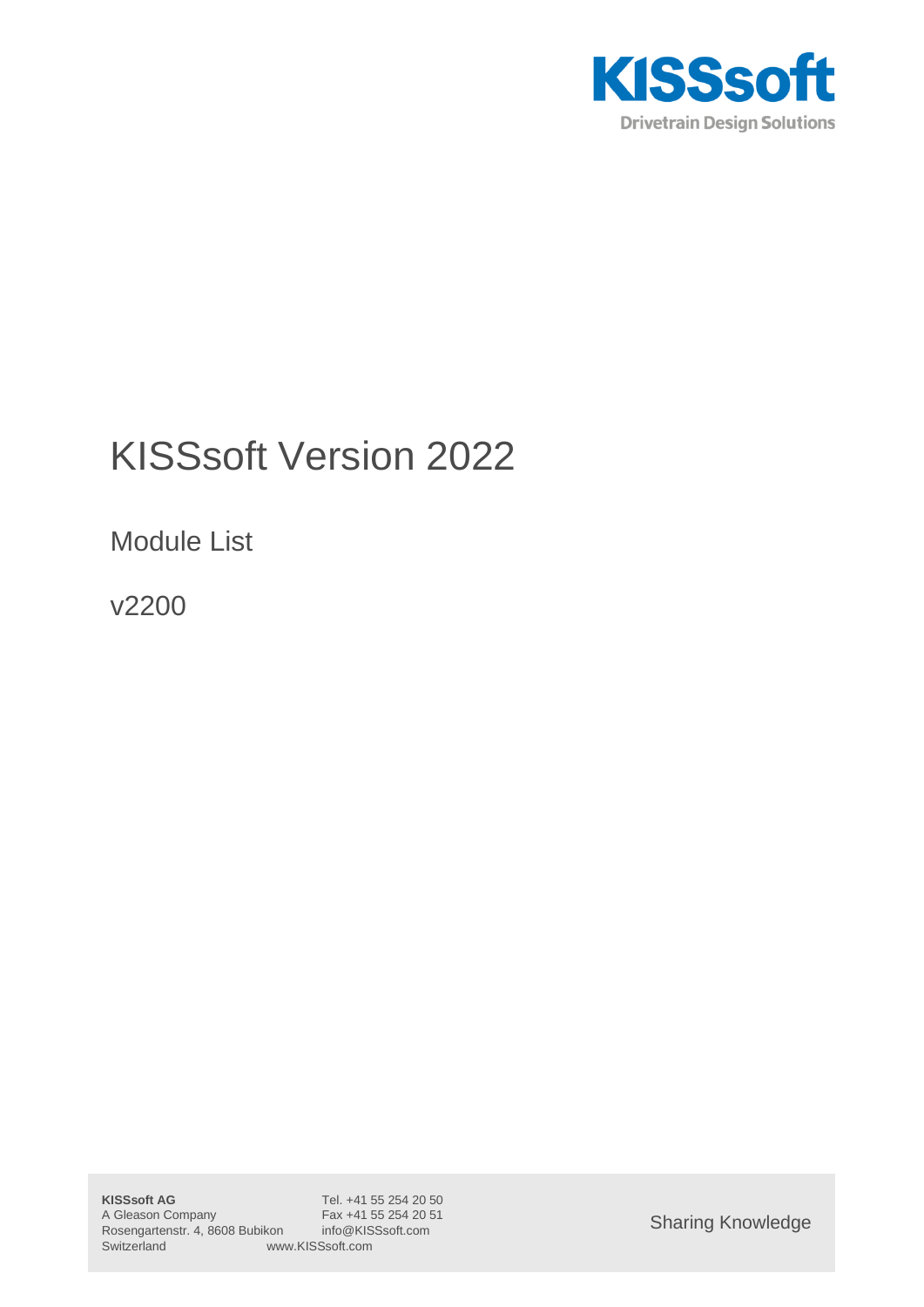KISSsoft
Drivetrain Design Solutions

# KISSsoft Version 2022

## Module List

## v2200

**KISSsoft AG**
A Gleason Company
Rosengartenstr. 4, 8608 Bubikon
Switzerland

Tel. +41 55 254 20 50
Fax +41 55 254 20 51
info@KISSsoft.com
www.KISSsoft.com

Sharing Knowledge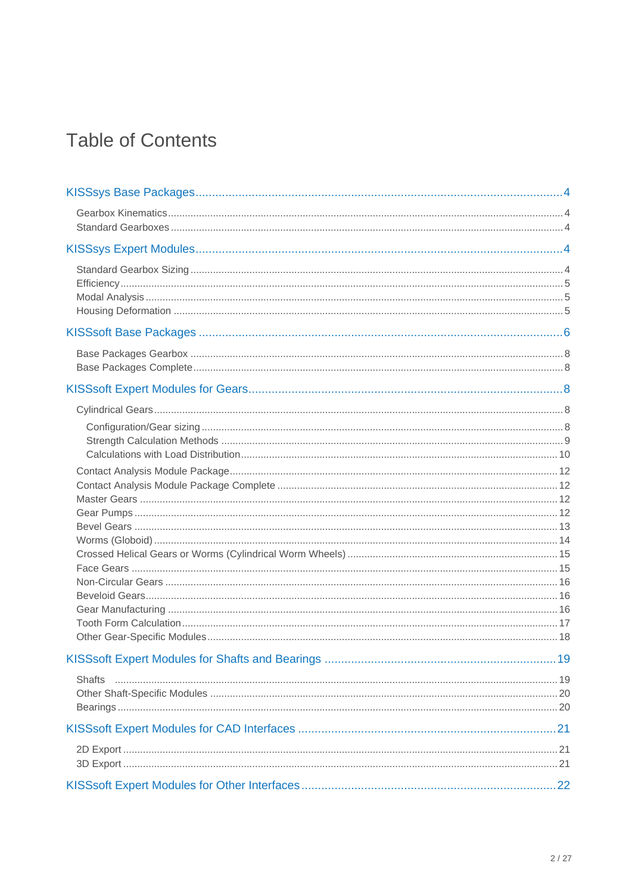# Table of Contents

KISSsys Base Packages ... 4

- Gearbox Kinematics ... 4
- Standard Gearboxes ... 4

KISSsys Expert Modules ... 4

- Standard Gearbox Sizing ... 4
- Efficiency ... 5
- Modal Analysis ... 5
- Housing Deformation ... 5

KISSsoft Base Packages ... 6

- Base Packages Gearbox ... 8
- Base Packages Complete ... 8

KISSsoft Expert Modules for Gears ... 8

- Cylindrical Gears ... 8
  - Configuration/Gear sizing ... 8
  - Strength Calculation Methods ... 9
  - Calculations with Load Distribution ... 10
- Contact Analysis Module Package ... 12
- Contact Analysis Module Package Complete ... 12
- Master Gears ... 12
- Gear Pumps ... 12
- Bevel Gears ... 13
- Worms (Globoid) ... 14
- Crossed Helical Gears or Worms (Cylindrical Worm Wheels) ... 15
- Face Gears ... 15
- Non-Circular Gears ... 16
- Beveloid Gears ... 16
- Gear Manufacturing ... 16
- Tooth Form Calculation ... 17
- Other Gear-Specific Modules ... 18

KISSsoft Expert Modules for Shafts and Bearings ... 19

- Shafts ... 19
- Other Shaft-Specific Modules ... 20
- Bearings ... 20

KISSsoft Expert Modules for CAD Interfaces ... 21

- 2D Export ... 21
- 3D Export ... 21

KISSsoft Expert Modules for Other Interfaces ... 22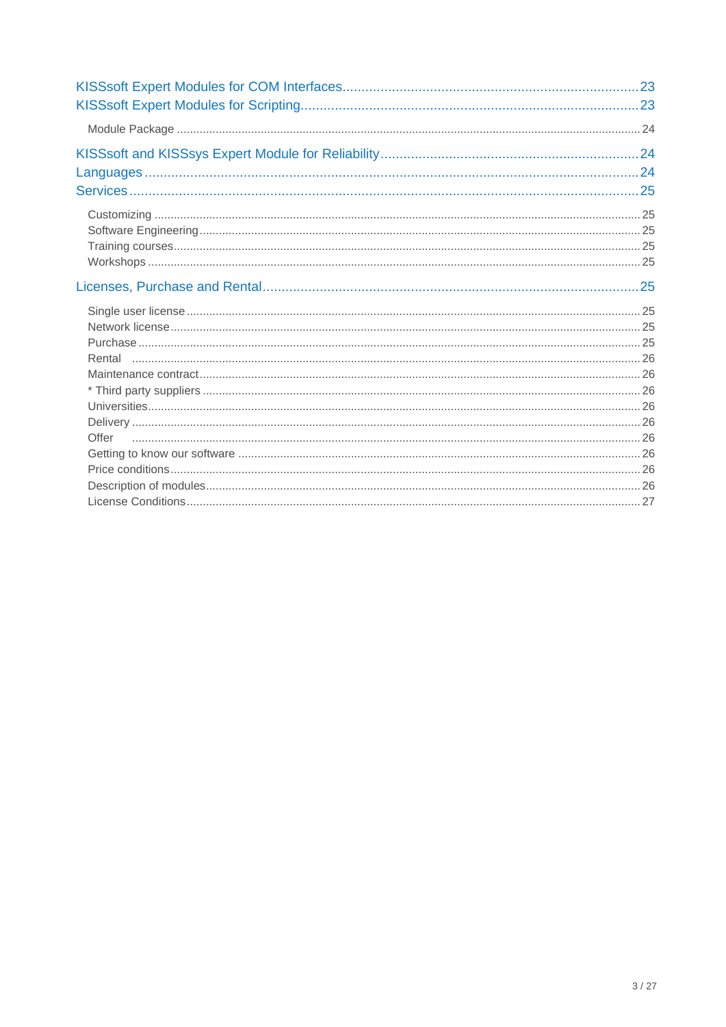KISSsoft Expert Modules for COM Interfaces .......... 23
KISSsoft Expert Modules for Scripting .......... 23

- Module Package .......... 24

KISSsoft and KISSsys Expert Module for Reliability .......... 24
Languages .......... 24
Services .......... 25

- Customizing .......... 25
- Software Engineering .......... 25
- Training courses .......... 25
- Workshops .......... 25

Licenses, Purchase and Rental .......... 25

- Single user license .......... 25
- Network license .......... 25
- Purchase .......... 25
- Rental .......... 26
- Maintenance contract .......... 26
- * Third party suppliers .......... 26
- Universities .......... 26
- Delivery .......... 26
- Offer .......... 26
- Getting to know our software .......... 26
- Price conditions .......... 26
- Description of modules .......... 26
- License Conditions .......... 27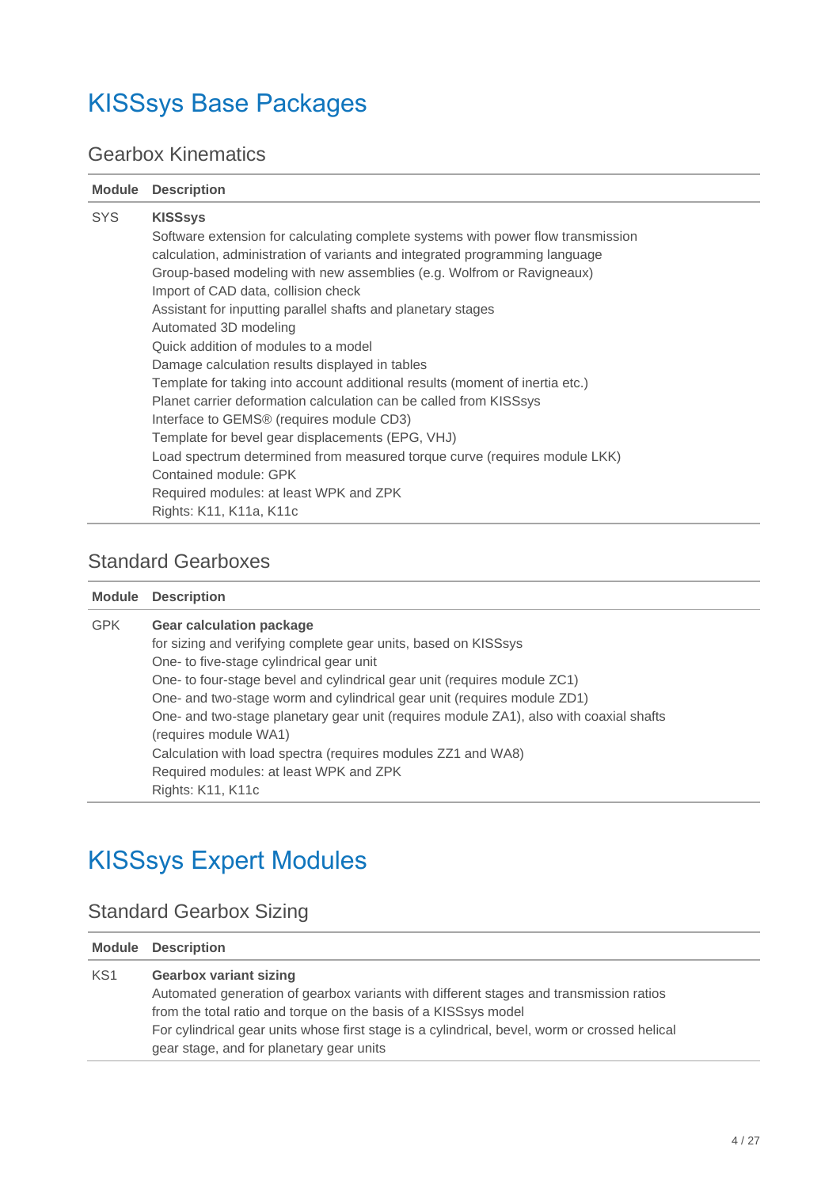# KISSsys Base Packages

## Gearbox Kinematics

| Module | Description |
|---|---|
| SYS | **KISSsys**<br>Software extension for calculating complete systems with power flow transmission calculation, administration of variants and integrated programming language<br>Group-based modeling with new assemblies (e.g. Wolfrom or Ravigneaux)<br>Import of CAD data, collision check<br>Assistant for inputting parallel shafts and planetary stages<br>Automated 3D modeling<br>Quick addition of modules to a model<br>Damage calculation results displayed in tables<br>Template for taking into account additional results (moment of inertia etc.)<br>Planet carrier deformation calculation can be called from KISSsys<br>Interface to GEMS® (requires module CD3)<br>Template for bevel gear displacements (EPG, VHJ)<br>Load spectrum determined from measured torque curve (requires module LKK)<br>Contained module: GPK<br>Required modules: at least WPK and ZPK<br>Rights: K11, K11a, K11c |

## Standard Gearboxes

| Module | Description |
|---|---|
| GPK | **Gear calculation package**<br>for sizing and verifying complete gear units, based on KISSsys<br>One- to five-stage cylindrical gear unit<br>One- to four-stage bevel and cylindrical gear unit (requires module ZC1)<br>One- and two-stage worm and cylindrical gear unit (requires module ZD1)<br>One- and two-stage planetary gear unit (requires module ZA1), also with coaxial shafts (requires module WA1)<br>Calculation with load spectra (requires modules ZZ1 and WA8)<br>Required modules: at least WPK and ZPK<br>Rights: K11, K11c |

# KISSsys Expert Modules

## Standard Gearbox Sizing

| Module | Description |
|---|---|
| KS1 | **Gearbox variant sizing**<br>Automated generation of gearbox variants with different stages and transmission ratios from the total ratio and torque on the basis of a KISSsys model<br>For cylindrical gear units whose first stage is a cylindrical, bevel, worm or crossed helical gear stage, and for planetary gear units |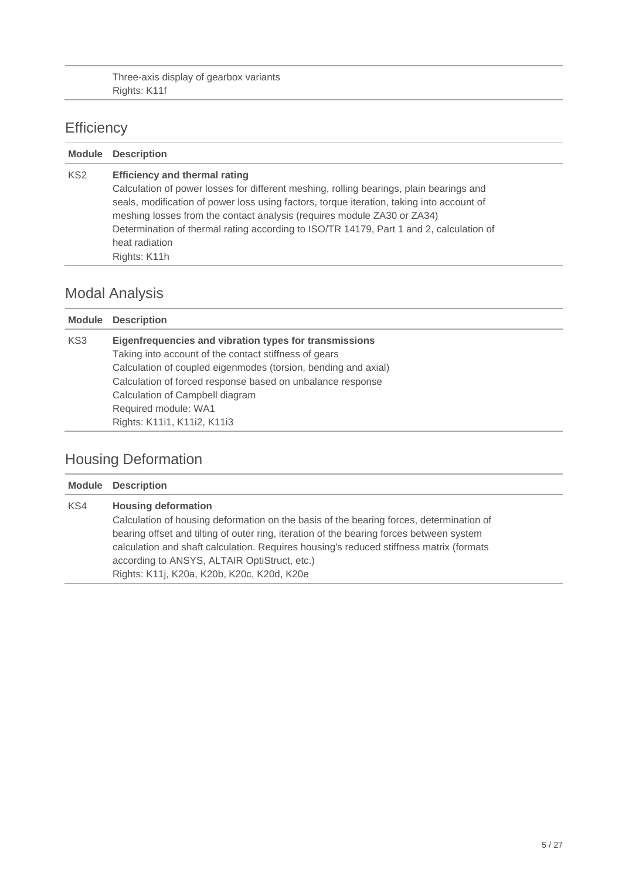| | |
|---|---|
| | Three-axis display of gearbox variants<br>Rights: K11f |

## Efficiency

| Module | Description |
|---|---|
| KS2 | **Efficiency and thermal rating**<br>Calculation of power losses for different meshing, rolling bearings, plain bearings and seals, modification of power loss using factors, torque iteration, taking into account of meshing losses from the contact analysis (requires module ZA30 or ZA34)<br>Determination of thermal rating according to ISO/TR 14179, Part 1 and 2, calculation of heat radiation<br>Rights: K11h |

## Modal Analysis

| Module | Description |
|---|---|
| KS3 | **Eigenfrequencies and vibration types for transmissions**<br>Taking into account of the contact stiffness of gears<br>Calculation of coupled eigenmodes (torsion, bending and axial)<br>Calculation of forced response based on unbalance response<br>Calculation of Campbell diagram<br>Required module: WA1<br>Rights: K11i1, K11i2, K11i3 |

## Housing Deformation

| Module | Description |
|---|---|
| KS4 | **Housing deformation**<br>Calculation of housing deformation on the basis of the bearing forces, determination of bearing offset and tilting of outer ring, iteration of the bearing forces between system calculation and shaft calculation. Requires housing's reduced stiffness matrix (formats according to ANSYS, ALTAIR OptiStruct, etc.)<br>Rights: K11j, K20a, K20b, K20c, K20d, K20e |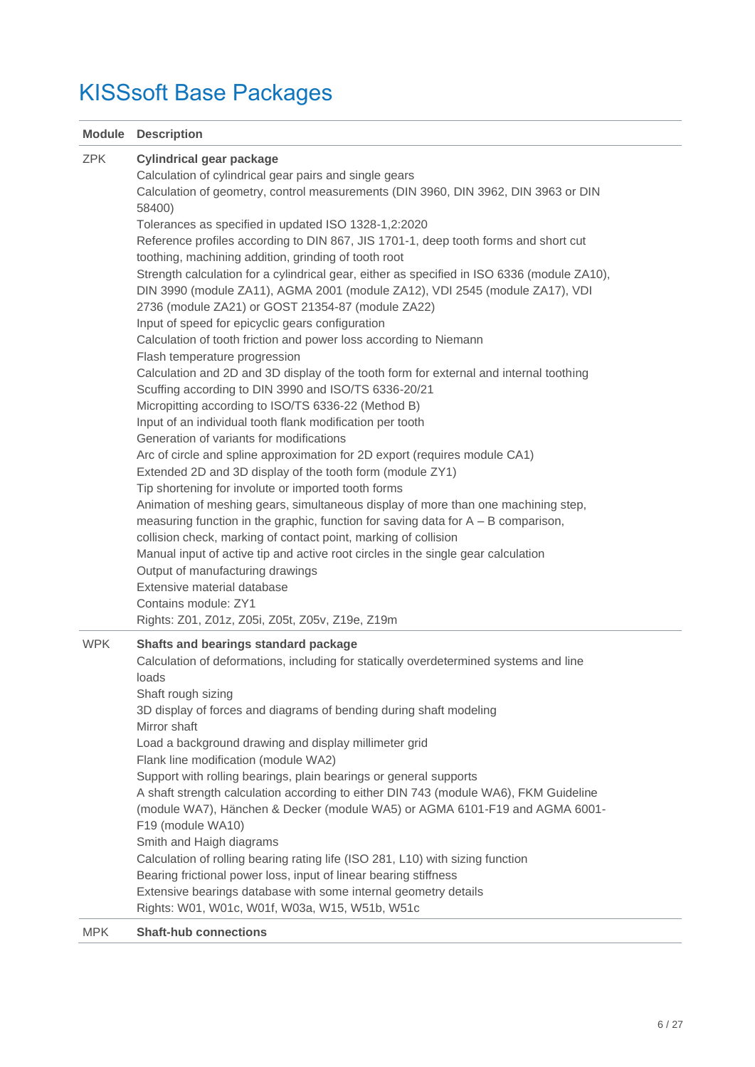# KISSsoft Base Packages

| Module | Description |
|---|---|
| ZPK | **Cylindrical gear package**<br>Calculation of cylindrical gear pairs and single gears<br>Calculation of geometry, control measurements (DIN 3960, DIN 3962, DIN 3963 or DIN 58400)<br>Tolerances as specified in updated ISO 1328-1,2:2020<br>Reference profiles according to DIN 867, JIS 1701-1, deep tooth forms and short cut toothing, machining addition, grinding of tooth root<br>Strength calculation for a cylindrical gear, either as specified in ISO 6336 (module ZA10), DIN 3990 (module ZA11), AGMA 2001 (module ZA12), VDI 2545 (module ZA17), VDI 2736 (module ZA21) or GOST 21354-87 (module ZA22)<br>Input of speed for epicyclic gears configuration<br>Calculation of tooth friction and power loss according to Niemann<br>Flash temperature progression<br>Calculation and 2D and 3D display of the tooth form for external and internal toothing<br>Scuffing according to DIN 3990 and ISO/TS 6336-20/21<br>Micropitting according to ISO/TS 6336-22 (Method B)<br>Input of an individual tooth flank modification per tooth<br>Generation of variants for modifications<br>Arc of circle and spline approximation for 2D export (requires module CA1)<br>Extended 2D and 3D display of the tooth form (module ZY1)<br>Tip shortening for involute or imported tooth forms<br>Animation of meshing gears, simultaneous display of more than one machining step, measuring function in the graphic, function for saving data for A – B comparison, collision check, marking of contact point, marking of collision<br>Manual input of active tip and active root circles in the single gear calculation<br>Output of manufacturing drawings<br>Extensive material database<br>Contains module: ZY1<br>Rights: Z01, Z01z, Z05i, Z05t, Z05v, Z19e, Z19m |
| WPK | **Shafts and bearings standard package**<br>Calculation of deformations, including for statically overdetermined systems and line loads<br>Shaft rough sizing<br>3D display of forces and diagrams of bending during shaft modeling<br>Mirror shaft<br>Load a background drawing and display millimeter grid<br>Flank line modification (module WA2)<br>Support with rolling bearings, plain bearings or general supports<br>A shaft strength calculation according to either DIN 743 (module WA6), FKM Guideline (module WA7), Hänchen & Decker (module WA5) or AGMA 6101-F19 and AGMA 6001-F19 (module WA10)<br>Smith and Haigh diagrams<br>Calculation of rolling bearing rating life (ISO 281, L10) with sizing function<br>Bearing frictional power loss, input of linear bearing stiffness<br>Extensive bearings database with some internal geometry details<br>Rights: W01, W01c, W01f, W03a, W15, W51b, W51c |
| MPK | **Shaft-hub connections** |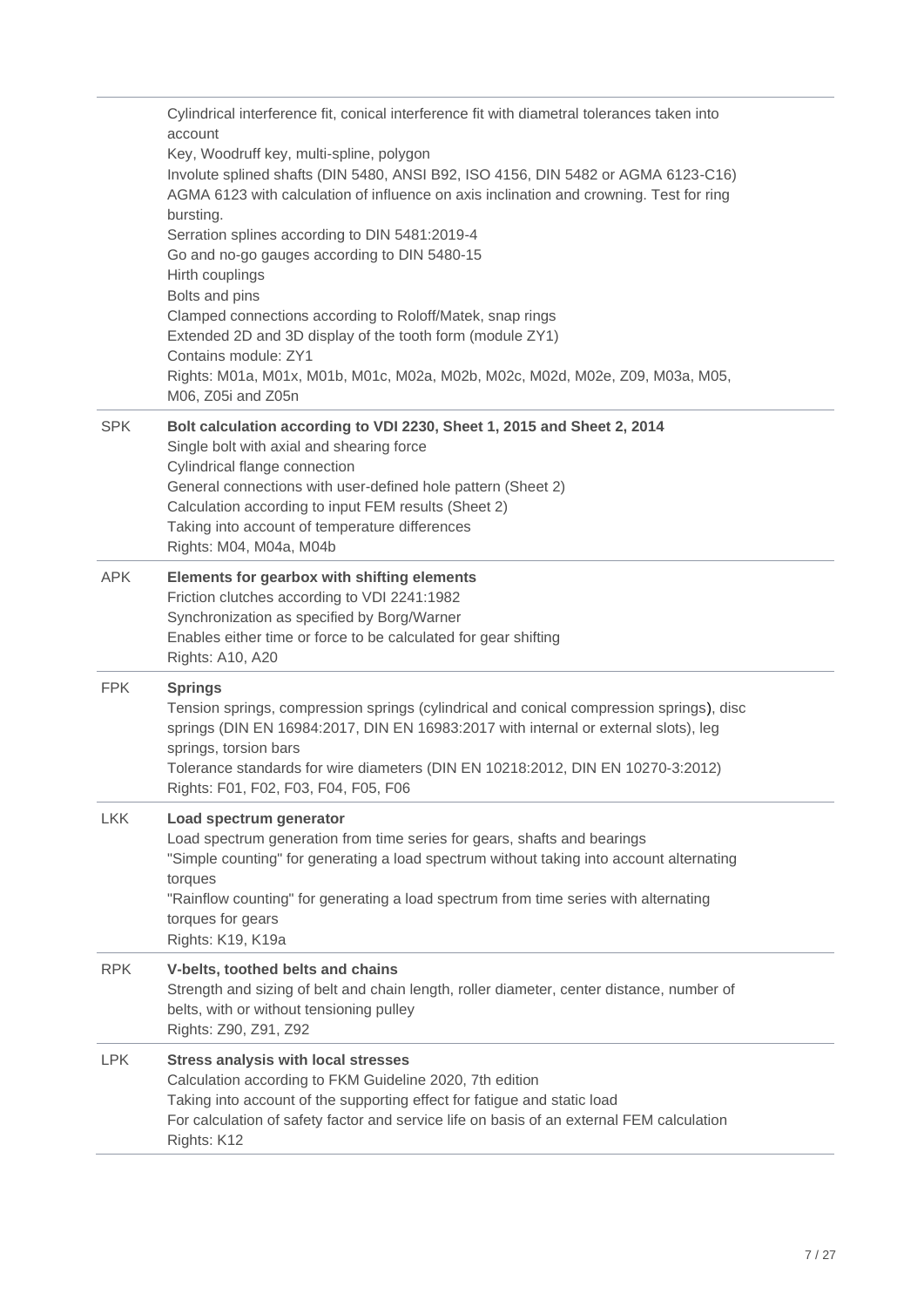| | |
|---|---|
| | Cylindrical interference fit, conical interference fit with diametral tolerances taken into account<br>Key, Woodruff key, multi-spline, polygon<br>Involute splined shafts (DIN 5480, ANSI B92, ISO 4156, DIN 5482 or AGMA 6123-C16)<br>AGMA 6123 with calculation of influence on axis inclination and crowning. Test for ring bursting.<br>Serration splines according to DIN 5481:2019-4<br>Go and no-go gauges according to DIN 5480-15<br>Hirth couplings<br>Bolts and pins<br>Clamped connections according to Roloff/Matek, snap rings<br>Extended 2D and 3D display of the tooth form (module ZY1)<br>Contains module: ZY1<br>Rights: M01a, M01x, M01b, M01c, M02a, M02b, M02c, M02d, M02e, Z09, M03a, M05, M06, Z05i and Z05n |
| SPK | **Bolt calculation according to VDI 2230, Sheet 1, 2015 and Sheet 2, 2014**<br>Single bolt with axial and shearing force<br>Cylindrical flange connection<br>General connections with user-defined hole pattern (Sheet 2)<br>Calculation according to input FEM results (Sheet 2)<br>Taking into account of temperature differences<br>Rights: M04, M04a, M04b |
| APK | **Elements for gearbox with shifting elements**<br>Friction clutches according to VDI 2241:1982<br>Synchronization as specified by Borg/Warner<br>Enables either time or force to be calculated for gear shifting<br>Rights: A10, A20 |
| FPK | **Springs**<br>Tension springs, compression springs (cylindrical and conical compression springs), disc springs (DIN EN 16984:2017, DIN EN 16983:2017 with internal or external slots), leg springs, torsion bars<br>Tolerance standards for wire diameters (DIN EN 10218:2012, DIN EN 10270-3:2012)<br>Rights: F01, F02, F03, F04, F05, F06 |
| LKK | **Load spectrum generator**<br>Load spectrum generation from time series for gears, shafts and bearings<br>"Simple counting" for generating a load spectrum without taking into account alternating torques<br>"Rainflow counting" for generating a load spectrum from time series with alternating torques for gears<br>Rights: K19, K19a |
| RPK | **V-belts, toothed belts and chains**<br>Strength and sizing of belt and chain length, roller diameter, center distance, number of belts, with or without tensioning pulley<br>Rights: Z90, Z91, Z92 |
| LPK | **Stress analysis with local stresses**<br>Calculation according to FKM Guideline 2020, 7th edition<br>Taking into account of the supporting effect for fatigue and static load<br>For calculation of safety factor and service life on basis of an external FEM calculation<br>Rights: K12 |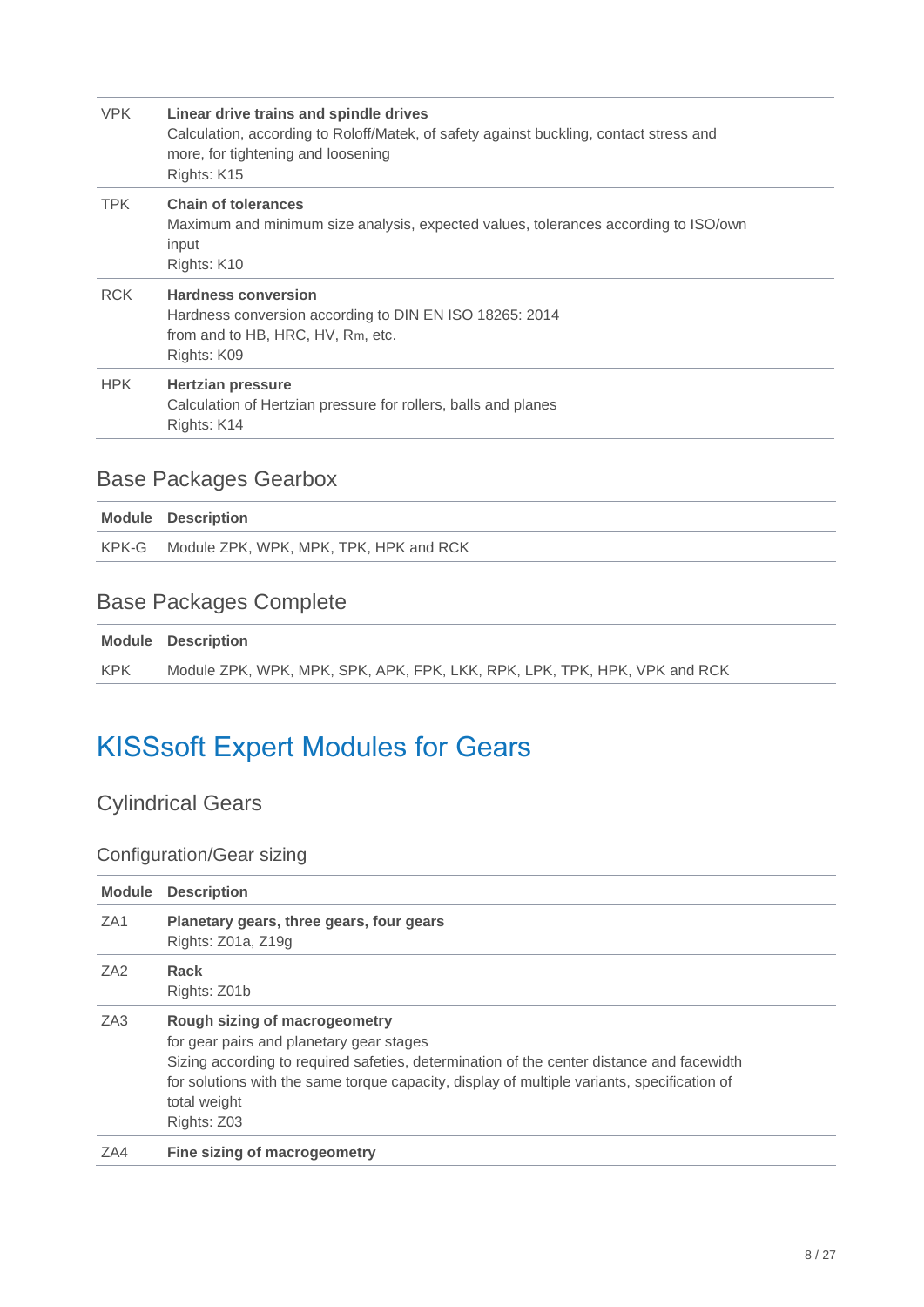| | |
|---|---|
| VPK | **Linear drive trains and spindle drives**<br>Calculation, according to Roloff/Matek, of safety against buckling, contact stress and more, for tightening and loosening<br>Rights: K15 |
| TPK | **Chain of tolerances**<br>Maximum and minimum size analysis, expected values, tolerances according to ISO/own input<br>Rights: K10 |
| RCK | **Hardness conversion**<br>Hardness conversion according to DIN EN ISO 18265: 2014<br>from and to HB, HRC, HV, $R_m$, etc.<br>Rights: K09 |
| HPK | **Hertzian pressure**<br>Calculation of Hertzian pressure for rollers, balls and planes<br>Rights: K14 |

## Base Packages Gearbox

| Module | Description |
|---|---|
| KPK-G | Module ZPK, WPK, MPK, TPK, HPK and RCK |

## Base Packages Complete

| Module | Description |
|---|---|
| KPK | Module ZPK, WPK, MPK, SPK, APK, FPK, LKK, RPK, LPK, TPK, HPK, VPK and RCK |

# KISSsoft Expert Modules for Gears

## Cylindrical Gears

### Configuration/Gear sizing

| Module | Description |
|---|---|
| ZA1 | **Planetary gears, three gears, four gears**<br>Rights: Z01a, Z19g |
| ZA2 | **Rack**<br>Rights: Z01b |
| ZA3 | **Rough sizing of macrogeometry**<br>for gear pairs and planetary gear stages<br>Sizing according to required safeties, determination of the center distance and facewidth for solutions with the same torque capacity, display of multiple variants, specification of total weight<br>Rights: Z03 |
| ZA4 | **Fine sizing of macrogeometry** |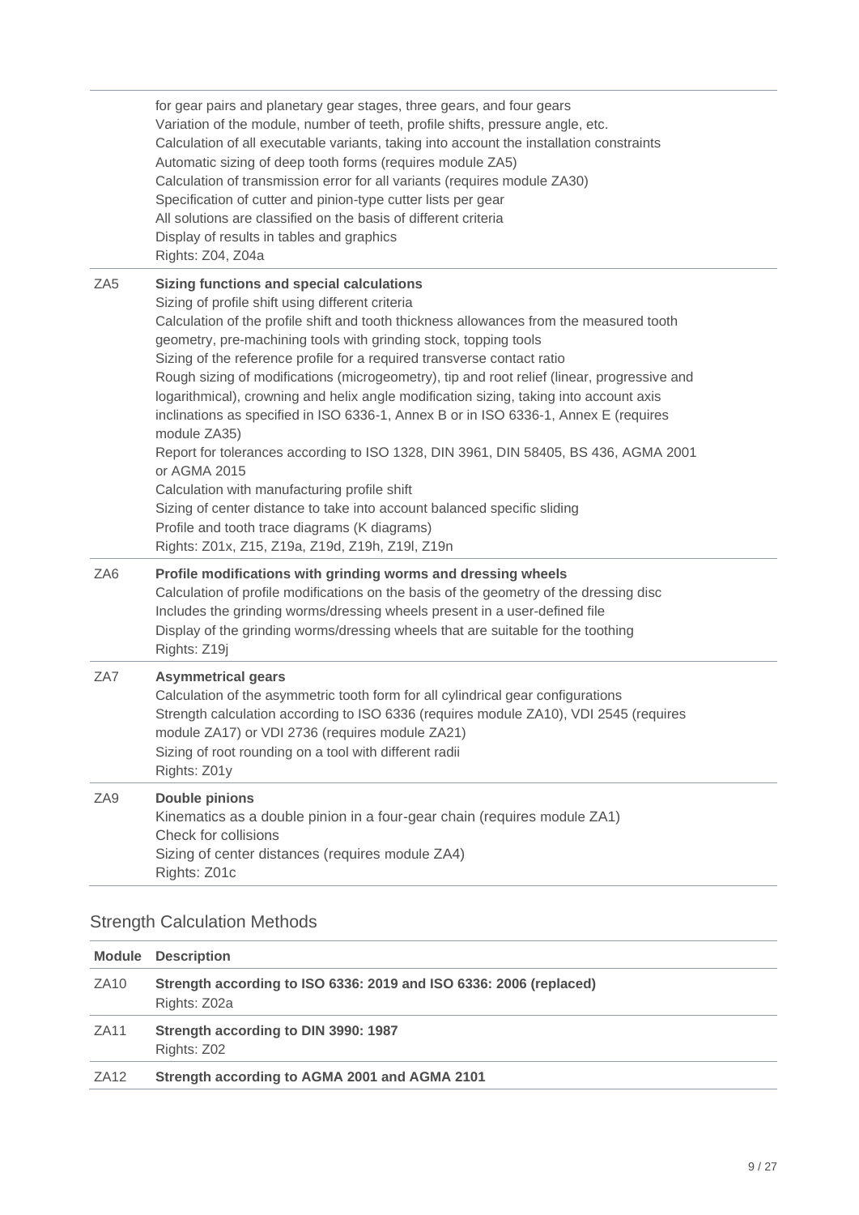| | |
|---|---|
| | for gear pairs and planetary gear stages, three gears, and four gears<br>Variation of the module, number of teeth, profile shifts, pressure angle, etc.<br>Calculation of all executable variants, taking into account the installation constraints<br>Automatic sizing of deep tooth forms (requires module ZA5)<br>Calculation of transmission error for all variants (requires module ZA30)<br>Specification of cutter and pinion-type cutter lists per gear<br>All solutions are classified on the basis of different criteria<br>Display of results in tables and graphics<br>Rights: Z04, Z04a |
| ZA5 | **Sizing functions and special calculations**<br>Sizing of profile shift using different criteria<br>Calculation of the profile shift and tooth thickness allowances from the measured tooth geometry, pre-machining tools with grinding stock, topping tools<br>Sizing of the reference profile for a required transverse contact ratio<br>Rough sizing of modifications (microgeometry), tip and root relief (linear, progressive and logarithmical), crowning and helix angle modification sizing, taking into account axis inclinations as specified in ISO 6336-1, Annex B or in ISO 6336-1, Annex E (requires module ZA35)<br>Report for tolerances according to ISO 1328, DIN 3961, DIN 58405, BS 436, AGMA 2001 or AGMA 2015<br>Calculation with manufacturing profile shift<br>Sizing of center distance to take into account balanced specific sliding<br>Profile and tooth trace diagrams (K diagrams)<br>Rights: Z01x, Z15, Z19a, Z19d, Z19h, Z19l, Z19n |
| ZA6 | **Profile modifications with grinding worms and dressing wheels**<br>Calculation of profile modifications on the basis of the geometry of the dressing disc<br>Includes the grinding worms/dressing wheels present in a user-defined file<br>Display of the grinding worms/dressing wheels that are suitable for the toothing<br>Rights: Z19j |
| ZA7 | **Asymmetrical gears**<br>Calculation of the asymmetric tooth form for all cylindrical gear configurations<br>Strength calculation according to ISO 6336 (requires module ZA10), VDI 2545 (requires module ZA17) or VDI 2736 (requires module ZA21)<br>Sizing of root rounding on a tool with different radii<br>Rights: Z01y |
| ZA9 | **Double pinions**<br>Kinematics as a double pinion in a four-gear chain (requires module ZA1)<br>Check for collisions<br>Sizing of center distances (requires module ZA4)<br>Rights: Z01c |

## Strength Calculation Methods

| Module | Description |
|---|---|
| ZA10 | **Strength according to ISO 6336: 2019 and ISO 6336: 2006 (replaced)**<br>Rights: Z02a |
| ZA11 | **Strength according to DIN 3990: 1987**<br>Rights: Z02 |
| ZA12 | **Strength according to AGMA 2001 and AGMA 2101** |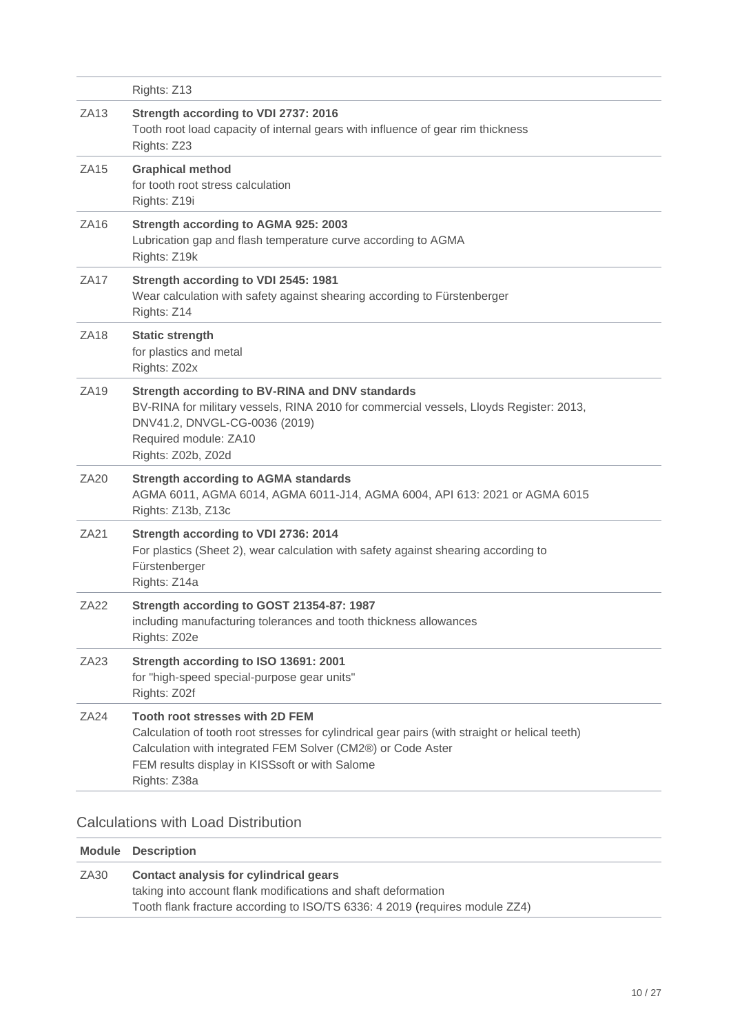| Module | Description |
|---|---|
| | Rights: Z13 |
| ZA13 | **Strength according to VDI 2737: 2016**<br>Tooth root load capacity of internal gears with influence of gear rim thickness<br>Rights: Z23 |
| ZA15 | **Graphical method**<br>for tooth root stress calculation<br>Rights: Z19i |
| ZA16 | **Strength according to AGMA 925: 2003**<br>Lubrication gap and flash temperature curve according to AGMA<br>Rights: Z19k |
| ZA17 | **Strength according to VDI 2545: 1981**<br>Wear calculation with safety against shearing according to Fürstenberger<br>Rights: Z14 |
| ZA18 | **Static strength**<br>for plastics and metal<br>Rights: Z02x |
| ZA19 | **Strength according to BV-RINA and DNV standards**<br>BV-RINA for military vessels, RINA 2010 for commercial vessels, Lloyds Register: 2013, DNV41.2, DNVGL-CG-0036 (2019)<br>Required module: ZA10<br>Rights: Z02b, Z02d |
| ZA20 | **Strength according to AGMA standards**<br>AGMA 6011, AGMA 6014, AGMA 6011-J14, AGMA 6004, API 613: 2021 or AGMA 6015<br>Rights: Z13b, Z13c |
| ZA21 | **Strength according to VDI 2736: 2014**<br>For plastics (Sheet 2), wear calculation with safety against shearing according to Fürstenberger<br>Rights: Z14a |
| ZA22 | **Strength according to GOST 21354-87: 1987**<br>including manufacturing tolerances and tooth thickness allowances<br>Rights: Z02e |
| ZA23 | **Strength according to ISO 13691: 2001**<br>for "high-speed special-purpose gear units"<br>Rights: Z02f |
| ZA24 | **Tooth root stresses with 2D FEM**<br>Calculation of tooth root stresses for cylindrical gear pairs (with straight or helical teeth)<br>Calculation with integrated FEM Solver (CM2®) or Code Aster<br>FEM results display in KISSsoft or with Salome<br>Rights: Z38a |

## Calculations with Load Distribution

| Module | Description |
|---|---|
| ZA30 | **Contact analysis for cylindrical gears**<br>taking into account flank modifications and shaft deformation<br>Tooth flank fracture according to ISO/TS 6336: 4 2019 (requires module ZZ4) |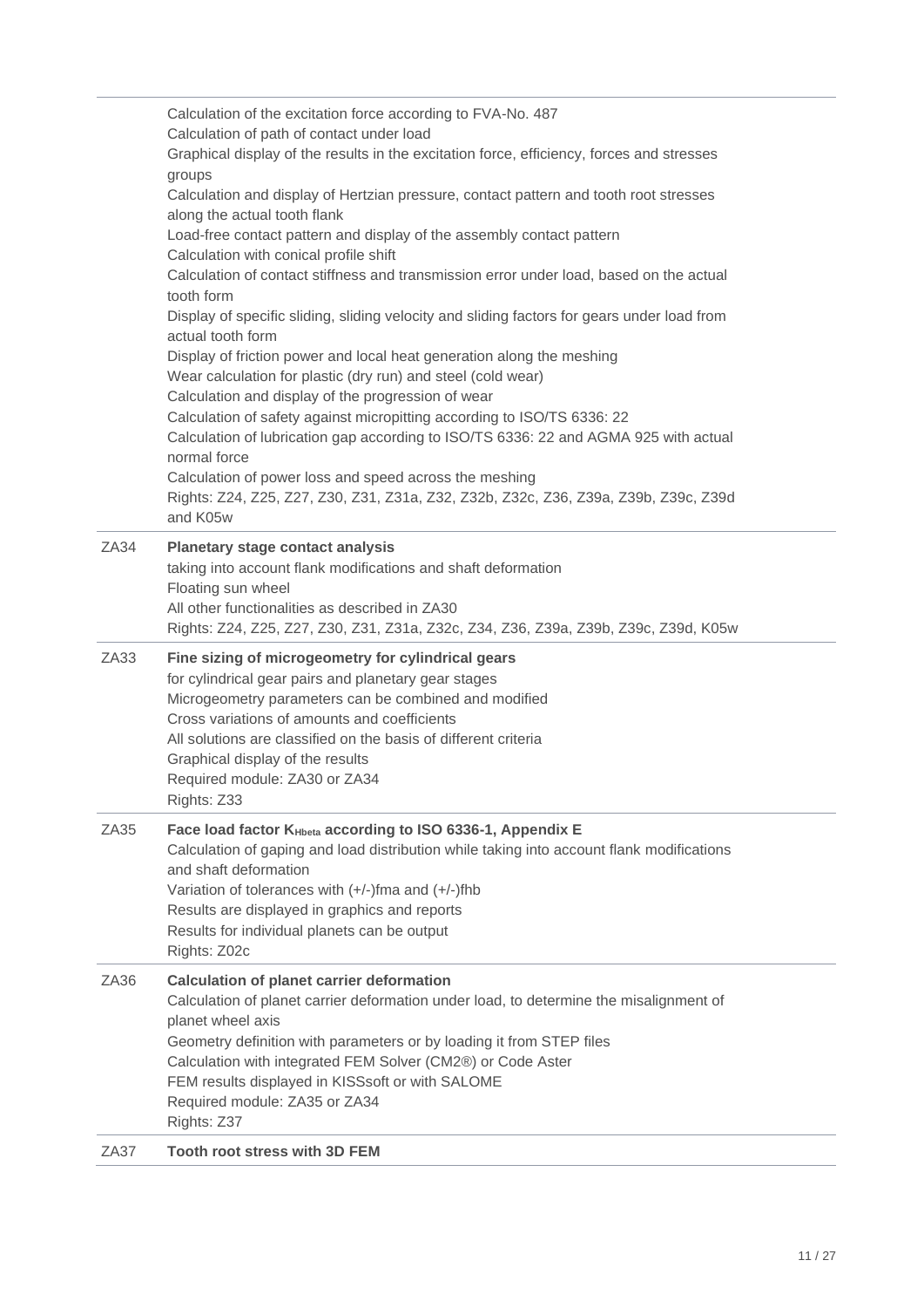| | |
|---|---|
| | Calculation of the excitation force according to FVA-No. 487<br>Calculation of path of contact under load<br>Graphical display of the results in the excitation force, efficiency, forces and stresses groups<br>Calculation and display of Hertzian pressure, contact pattern and tooth root stresses along the actual tooth flank<br>Load-free contact pattern and display of the assembly contact pattern<br>Calculation with conical profile shift<br>Calculation of contact stiffness and transmission error under load, based on the actual tooth form<br>Display of specific sliding, sliding velocity and sliding factors for gears under load from actual tooth form<br>Display of friction power and local heat generation along the meshing<br>Wear calculation for plastic (dry run) and steel (cold wear)<br>Calculation and display of the progression of wear<br>Calculation of safety against micropitting according to ISO/TS 6336: 22<br>Calculation of lubrication gap according to ISO/TS 6336: 22 and AGMA 925 with actual normal force<br>Calculation of power loss and speed across the meshing<br>Rights: Z24, Z25, Z27, Z30, Z31, Z31a, Z32, Z32b, Z32c, Z36, Z39a, Z39b, Z39c, Z39d and K05w |
| ZA34 | **Planetary stage contact analysis**<br>taking into account flank modifications and shaft deformation<br>Floating sun wheel<br>All other functionalities as described in ZA30<br>Rights: Z24, Z25, Z27, Z30, Z31, Z31a, Z32c, Z34, Z36, Z39a, Z39b, Z39c, Z39d, K05w |
| ZA33 | **Fine sizing of microgeometry for cylindrical gears**<br>for cylindrical gear pairs and planetary gear stages<br>Microgeometry parameters can be combined and modified<br>Cross variations of amounts and coefficients<br>All solutions are classified on the basis of different criteria<br>Graphical display of the results<br>Required module: ZA30 or ZA34<br>Rights: Z33 |
| ZA35 | **Face load factor $K_{Hbeta}$ according to ISO 6336-1, Appendix E**<br>Calculation of gaping and load distribution while taking into account flank modifications and shaft deformation<br>Variation of tolerances with (+/-)fma and (+/-)fhb<br>Results are displayed in graphics and reports<br>Results for individual planets can be output<br>Rights: Z02c |
| ZA36 | **Calculation of planet carrier deformation**<br>Calculation of planet carrier deformation under load, to determine the misalignment of planet wheel axis<br>Geometry definition with parameters or by loading it from STEP files<br>Calculation with integrated FEM Solver (CM2®) or Code Aster<br>FEM results displayed in KISSsoft or with SALOME<br>Required module: ZA35 or ZA34<br>Rights: Z37 |
| ZA37 | **Tooth root stress with 3D FEM** |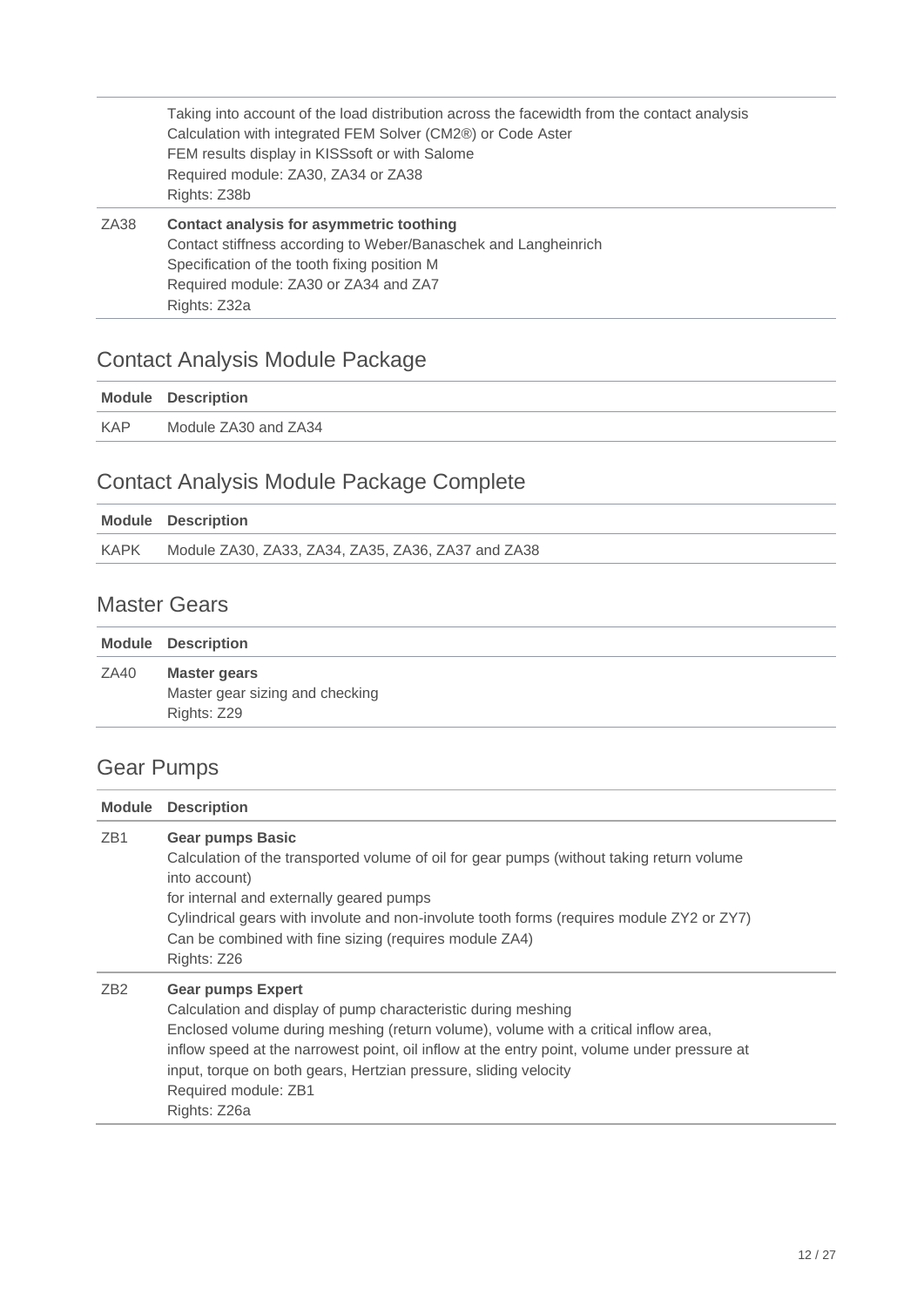| | |
|---|---|
| | Taking into account of the load distribution across the facewidth from the contact analysis<br>Calculation with integrated FEM Solver (CM2®) or Code Aster<br>FEM results display in KISSsoft or with Salome<br>Required module: ZA30, ZA34 or ZA38<br>Rights: Z38b |
| ZA38 | **Contact analysis for asymmetric toothing**<br>Contact stiffness according to Weber/Banaschek and Langheinrich<br>Specification of the tooth fixing position M<br>Required module: ZA30 or ZA34 and ZA7<br>Rights: Z32a |

## Contact Analysis Module Package

| Module | Description |
|---|---|
| KAP | Module ZA30 and ZA34 |

## Contact Analysis Module Package Complete

| Module | Description |
|---|---|
| KAPK | Module ZA30, ZA33, ZA34, ZA35, ZA36, ZA37 and ZA38 |

## Master Gears

| Module | Description |
|---|---|
| ZA40 | **Master gears**<br>Master gear sizing and checking<br>Rights: Z29 |

## Gear Pumps

| Module | Description |
|---|---|
| ZB1 | **Gear pumps Basic**<br>Calculation of the transported volume of oil for gear pumps (without taking return volume into account)<br>for internal and externally geared pumps<br>Cylindrical gears with involute and non-involute tooth forms (requires module ZY2 or ZY7)<br>Can be combined with fine sizing (requires module ZA4)<br>Rights: Z26 |
| ZB2 | **Gear pumps Expert**<br>Calculation and display of pump characteristic during meshing<br>Enclosed volume during meshing (return volume), volume with a critical inflow area, inflow speed at the narrowest point, oil inflow at the entry point, volume under pressure at input, torque on both gears, Hertzian pressure, sliding velocity<br>Required module: ZB1<br>Rights: Z26a |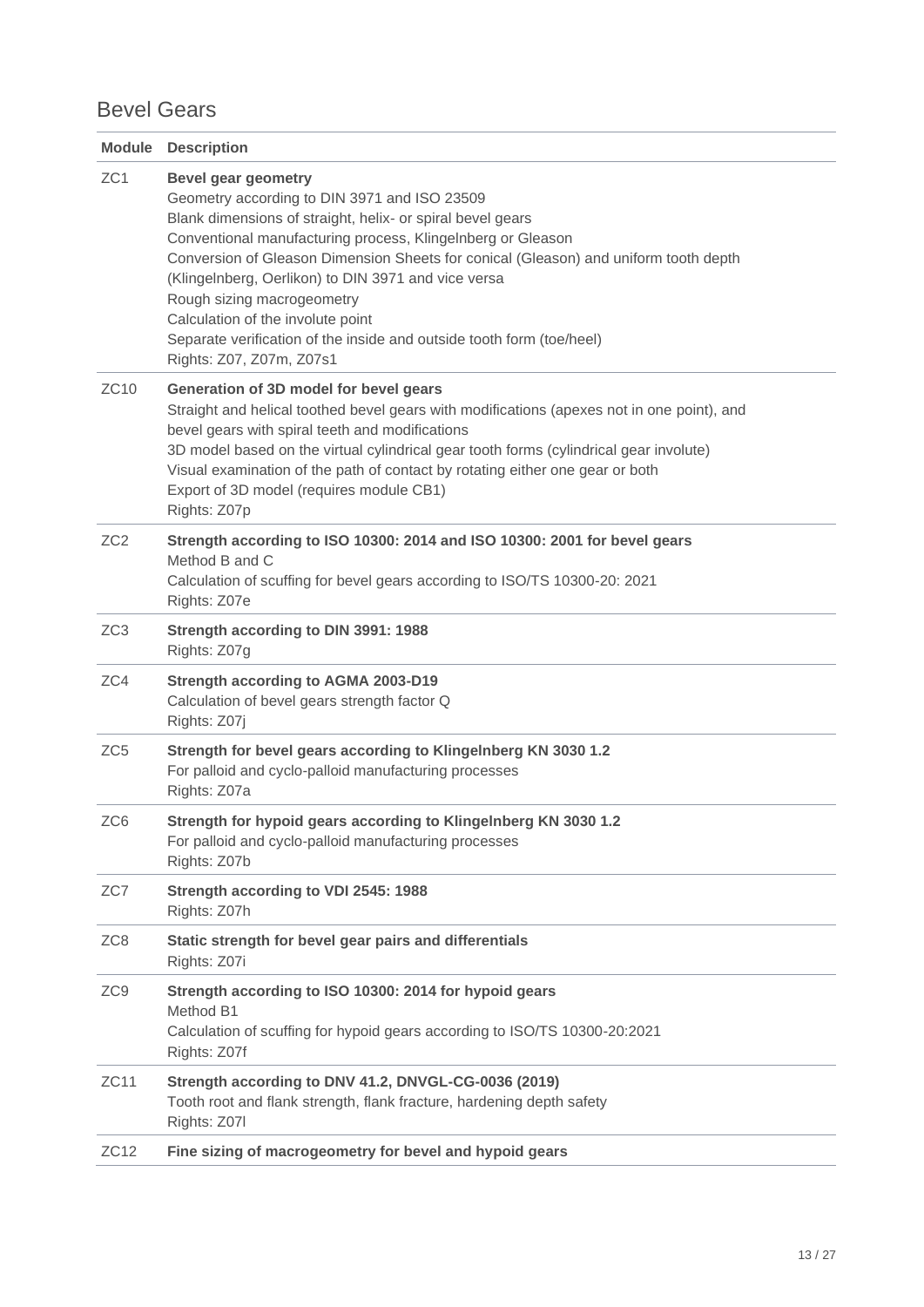## Bevel Gears

| Module | Description |
| --- | --- |
| ZC1 | **Bevel gear geometry**<br>Geometry according to DIN 3971 and ISO 23509<br>Blank dimensions of straight, helix- or spiral bevel gears<br>Conventional manufacturing process, Klingelnberg or Gleason<br>Conversion of Gleason Dimension Sheets for conical (Gleason) and uniform tooth depth (Klingelnberg, Oerlikon) to DIN 3971 and vice versa<br>Rough sizing macrogeometry<br>Calculation of the involute point<br>Separate verification of the inside and outside tooth form (toe/heel)<br>Rights: Z07, Z07m, Z07s1 |
| ZC10 | **Generation of 3D model for bevel gears**<br>Straight and helical toothed bevel gears with modifications (apexes not in one point), and bevel gears with spiral teeth and modifications<br>3D model based on the virtual cylindrical gear tooth forms (cylindrical gear involute)<br>Visual examination of the path of contact by rotating either one gear or both<br>Export of 3D model (requires module CB1)<br>Rights: Z07p |
| ZC2 | **Strength according to ISO 10300: 2014 and ISO 10300: 2001 for bevel gears**<br>Method B and C<br>Calculation of scuffing for bevel gears according to ISO/TS 10300-20: 2021<br>Rights: Z07e |
| ZC3 | **Strength according to DIN 3991: 1988**<br>Rights: Z07g |
| ZC4 | **Strength according to AGMA 2003-D19**<br>Calculation of bevel gears strength factor Q<br>Rights: Z07j |
| ZC5 | **Strength for bevel gears according to Klingelnberg KN 3030 1.2**<br>For palloid and cyclo-palloid manufacturing processes<br>Rights: Z07a |
| ZC6 | **Strength for hypoid gears according to Klingelnberg KN 3030 1.2**<br>For palloid and cyclo-palloid manufacturing processes<br>Rights: Z07b |
| ZC7 | **Strength according to VDI 2545: 1988**<br>Rights: Z07h |
| ZC8 | **Static strength for bevel gear pairs and differentials**<br>Rights: Z07i |
| ZC9 | **Strength according to ISO 10300: 2014 for hypoid gears**<br>Method B1<br>Calculation of scuffing for hypoid gears according to ISO/TS 10300-20:2021<br>Rights: Z07f |
| ZC11 | **Strength according to DNV 41.2, DNVGL-CG-0036 (2019)**<br>Tooth root and flank strength, flank fracture, hardening depth safety<br>Rights: Z07l |
| ZC12 | **Fine sizing of macrogeometry for bevel and hypoid gears** |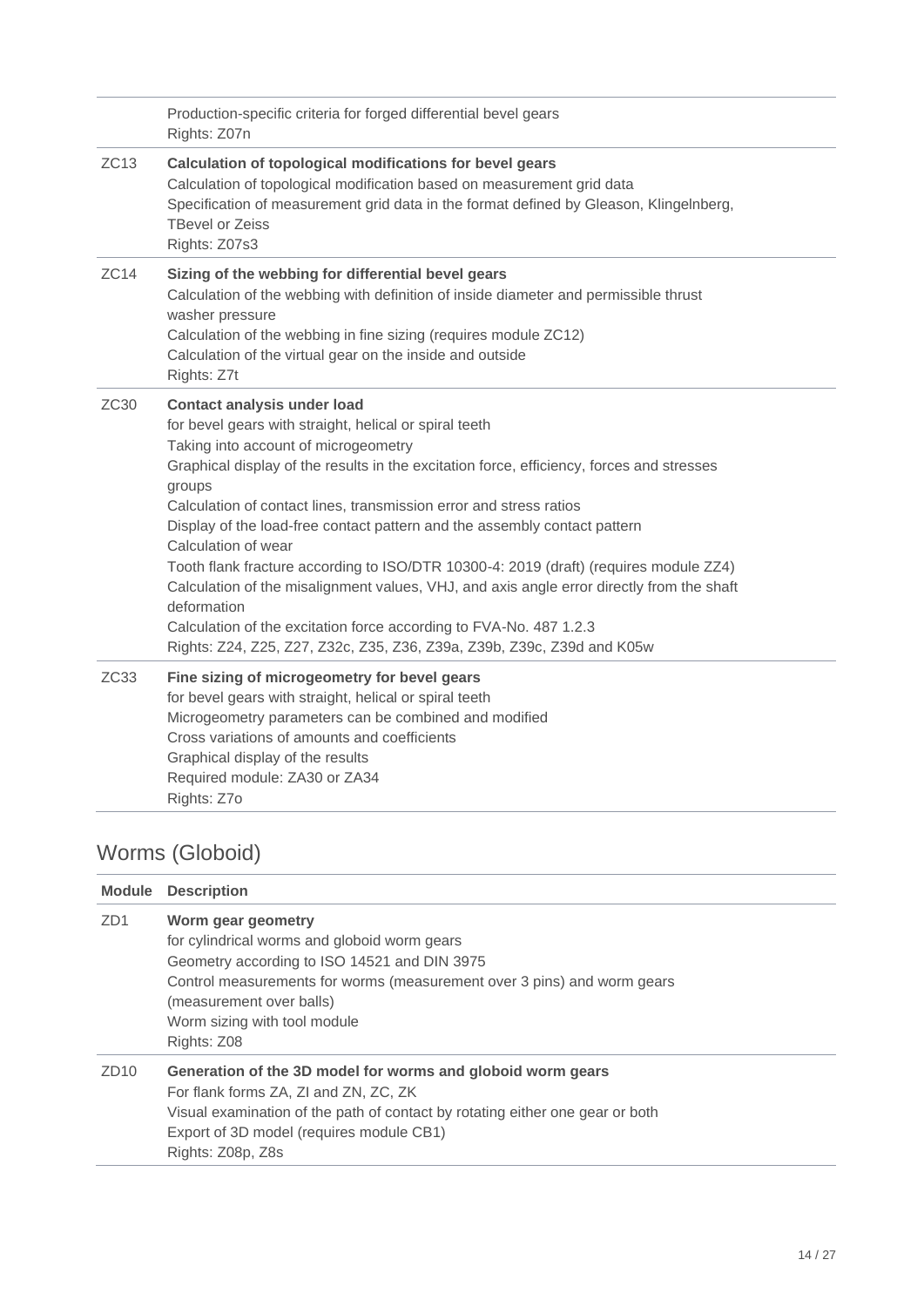| | |
|---|---|
| | Production-specific criteria for forged differential bevel gears<br>Rights: Z07n |
| ZC13 | **Calculation of topological modifications for bevel gears**<br>Calculation of topological modification based on measurement grid data<br>Specification of measurement grid data in the format defined by Gleason, Klingelnberg, TBevel or Zeiss<br>Rights: Z07s3 |
| ZC14 | **Sizing of the webbing for differential bevel gears**<br>Calculation of the webbing with definition of inside diameter and permissible thrust washer pressure<br>Calculation of the webbing in fine sizing (requires module ZC12)<br>Calculation of the virtual gear on the inside and outside<br>Rights: Z7t |
| ZC30 | **Contact analysis under load**<br>for bevel gears with straight, helical or spiral teeth<br>Taking into account of microgeometry<br>Graphical display of the results in the excitation force, efficiency, forces and stresses groups<br>Calculation of contact lines, transmission error and stress ratios<br>Display of the load-free contact pattern and the assembly contact pattern<br>Calculation of wear<br>Tooth flank fracture according to ISO/DTR 10300-4: 2019 (draft) (requires module ZZ4)<br>Calculation of the misalignment values, VHJ, and axis angle error directly from the shaft deformation<br>Calculation of the excitation force according to FVA-No. 487 1.2.3<br>Rights: Z24, Z25, Z27, Z32c, Z35, Z36, Z39a, Z39b, Z39c, Z39d and K05w |
| ZC33 | **Fine sizing of microgeometry for bevel gears**<br>for bevel gears with straight, helical or spiral teeth<br>Microgeometry parameters can be combined and modified<br>Cross variations of amounts and coefficients<br>Graphical display of the results<br>Required module: ZA30 or ZA34<br>Rights: Z7o |

## Worms (Globoid)

| Module | Description |
|---|---|
| ZD1 | **Worm gear geometry**<br>for cylindrical worms and globoid worm gears<br>Geometry according to ISO 14521 and DIN 3975<br>Control measurements for worms (measurement over 3 pins) and worm gears (measurement over balls)<br>Worm sizing with tool module<br>Rights: Z08 |
| ZD10 | **Generation of the 3D model for worms and globoid worm gears**<br>For flank forms ZA, ZI and ZN, ZC, ZK<br>Visual examination of the path of contact by rotating either one gear or both<br>Export of 3D model (requires module CB1)<br>Rights: Z08p, Z8s |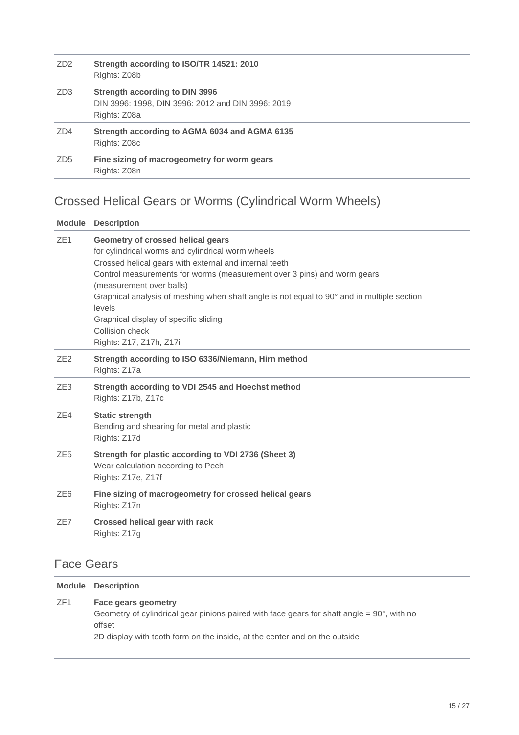| | |
|---|---|
| ZD2 | **Strength according to ISO/TR 14521: 2010**<br>Rights: Z08b |
| ZD3 | **Strength according to DIN 3996**<br>DIN 3996: 1998, DIN 3996: 2012 and DIN 3996: 2019<br>Rights: Z08a |
| ZD4 | **Strength according to AGMA 6034 and AGMA 6135**<br>Rights: Z08c |
| ZD5 | **Fine sizing of macrogeometry for worm gears**<br>Rights: Z08n |

## Crossed Helical Gears or Worms (Cylindrical Worm Wheels)

| Module | Description |
|---|---|
| ZE1 | **Geometry of crossed helical gears**<br>for cylindrical worms and cylindrical worm wheels<br>Crossed helical gears with external and internal teeth<br>Control measurements for worms (measurement over 3 pins) and worm gears (measurement over balls)<br>Graphical analysis of meshing when shaft angle is not equal to 90° and in multiple section levels<br>Graphical display of specific sliding<br>Collision check<br>Rights: Z17, Z17h, Z17i |
| ZE2 | **Strength according to ISO 6336/Niemann, Hirn method**<br>Rights: Z17a |
| ZE3 | **Strength according to VDI 2545 and Hoechst method**<br>Rights: Z17b, Z17c |
| ZE4 | **Static strength**<br>Bending and shearing for metal and plastic<br>Rights: Z17d |
| ZE5 | **Strength for plastic according to VDI 2736 (Sheet 3)**<br>Wear calculation according to Pech<br>Rights: Z17e, Z17f |
| ZE6 | **Fine sizing of macrogeometry for crossed helical gears**<br>Rights: Z17n |
| ZE7 | **Crossed helical gear with rack**<br>Rights: Z17g |

## Face Gears

| Module | Description |
|---|---|
| ZF1 | **Face gears geometry**<br>Geometry of cylindrical gear pinions paired with face gears for shaft angle = 90°, with no offset<br>2D display with tooth form on the inside, at the center and on the outside |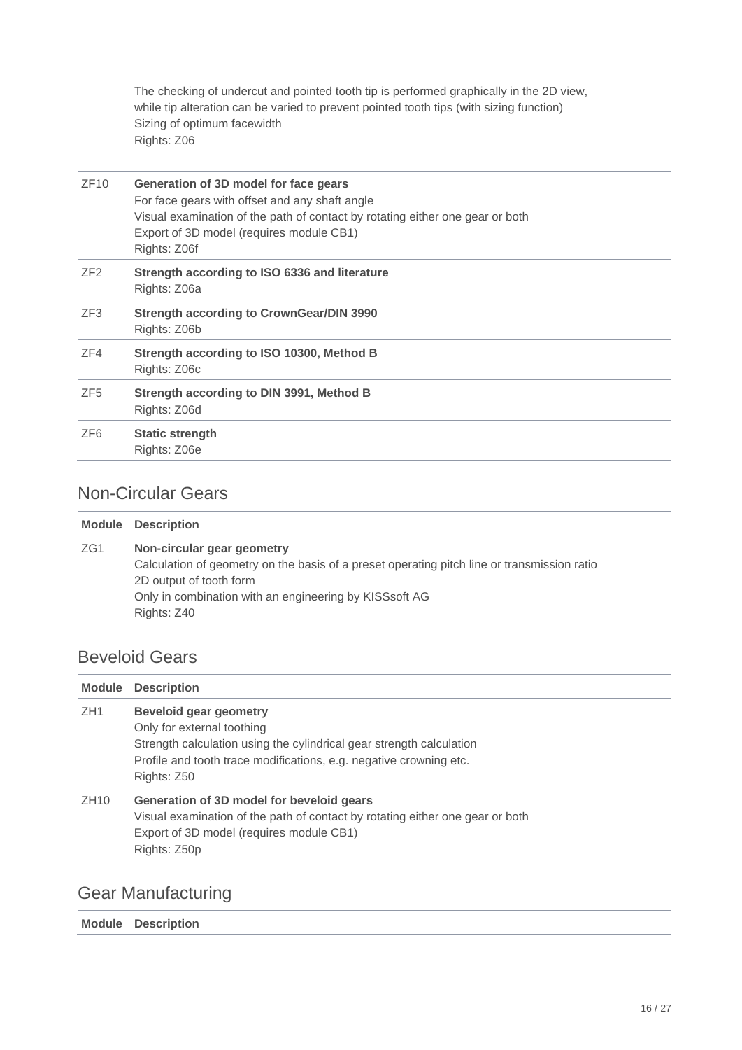| Module | Description |
| --- | --- |
| | The checking of undercut and pointed tooth tip is performed graphically in the 2D view, while tip alteration can be varied to prevent pointed tooth tips (with sizing function)<br>Sizing of optimum facewidth<br>Rights: Z06 |
| ZF10 | **Generation of 3D model for face gears**<br>For face gears with offset and any shaft angle<br>Visual examination of the path of contact by rotating either one gear or both<br>Export of 3D model (requires module CB1)<br>Rights: Z06f |
| ZF2 | **Strength according to ISO 6336 and literature**<br>Rights: Z06a |
| ZF3 | **Strength according to CrownGear/DIN 3990**<br>Rights: Z06b |
| ZF4 | **Strength according to ISO 10300, Method B**<br>Rights: Z06c |
| ZF5 | **Strength according to DIN 3991, Method B**<br>Rights: Z06d |
| ZF6 | **Static strength**<br>Rights: Z06e |

## Non-Circular Gears

| Module | Description |
| --- | --- |
| ZG1 | **Non-circular gear geometry**<br>Calculation of geometry on the basis of a preset operating pitch line or transmission ratio<br>2D output of tooth form<br>Only in combination with an engineering by KISSsoft AG<br>Rights: Z40 |

## Beveloid Gears

| Module | Description |
| --- | --- |
| ZH1 | **Beveloid gear geometry**<br>Only for external toothing<br>Strength calculation using the cylindrical gear strength calculation<br>Profile and tooth trace modifications, e.g. negative crowning etc.<br>Rights: Z50 |
| ZH10 | **Generation of 3D model for beveloid gears**<br>Visual examination of the path of contact by rotating either one gear or both<br>Export of 3D model (requires module CB1)<br>Rights: Z50p |

## Gear Manufacturing

| Module | Description |
| --- | --- |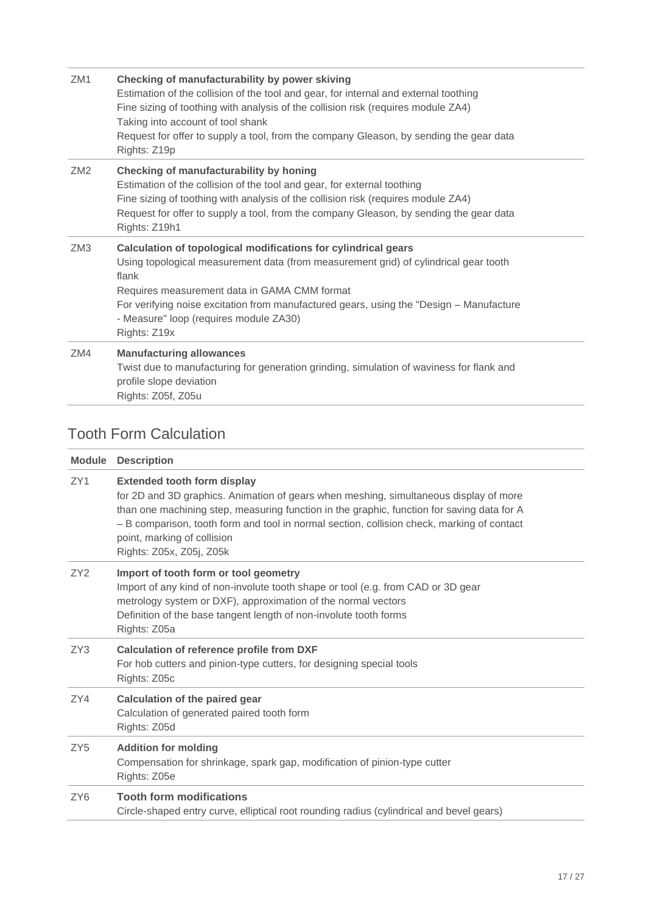| | |
|---|---|
| ZM1 | **Checking of manufacturability by power skiving**<br>Estimation of the collision of the tool and gear, for internal and external toothing<br>Fine sizing of toothing with analysis of the collision risk (requires module ZA4)<br>Taking into account of tool shank<br>Request for offer to supply a tool, from the company Gleason, by sending the gear data<br>Rights: Z19p |
| ZM2 | **Checking of manufacturability by honing**<br>Estimation of the collision of the tool and gear, for external toothing<br>Fine sizing of toothing with analysis of the collision risk (requires module ZA4)<br>Request for offer to supply a tool, from the company Gleason, by sending the gear data<br>Rights: Z19h1 |
| ZM3 | **Calculation of topological modifications for cylindrical gears**<br>Using topological measurement data (from measurement grid) of cylindrical gear tooth flank<br>Requires measurement data in GAMA CMM format<br>For verifying noise excitation from manufactured gears, using the "Design – Manufacture - Measure" loop (requires module ZA30)<br>Rights: Z19x |
| ZM4 | **Manufacturing allowances**<br>Twist due to manufacturing for generation grinding, simulation of waviness for flank and profile slope deviation<br>Rights: Z05f, Z05u |

## Tooth Form Calculation

| Module | Description |
|---|---|
| ZY1 | **Extended tooth form display**<br>for 2D and 3D graphics. Animation of gears when meshing, simultaneous display of more than one machining step, measuring function in the graphic, function for saving data for A – B comparison, tooth form and tool in normal section, collision check, marking of contact point, marking of collision<br>Rights: Z05x, Z05j, Z05k |
| ZY2 | **Import of tooth form or tool geometry**<br>Import of any kind of non-involute tooth shape or tool (e.g. from CAD or 3D gear metrology system or DXF), approximation of the normal vectors<br>Definition of the base tangent length of non-involute tooth forms<br>Rights: Z05a |
| ZY3 | **Calculation of reference profile from DXF**<br>For hob cutters and pinion-type cutters, for designing special tools<br>Rights: Z05c |
| ZY4 | **Calculation of the paired gear**<br>Calculation of generated paired tooth form<br>Rights: Z05d |
| ZY5 | **Addition for molding**<br>Compensation for shrinkage, spark gap, modification of pinion-type cutter<br>Rights: Z05e |
| ZY6 | **Tooth form modifications**<br>Circle-shaped entry curve, elliptical root rounding radius (cylindrical and bevel gears) |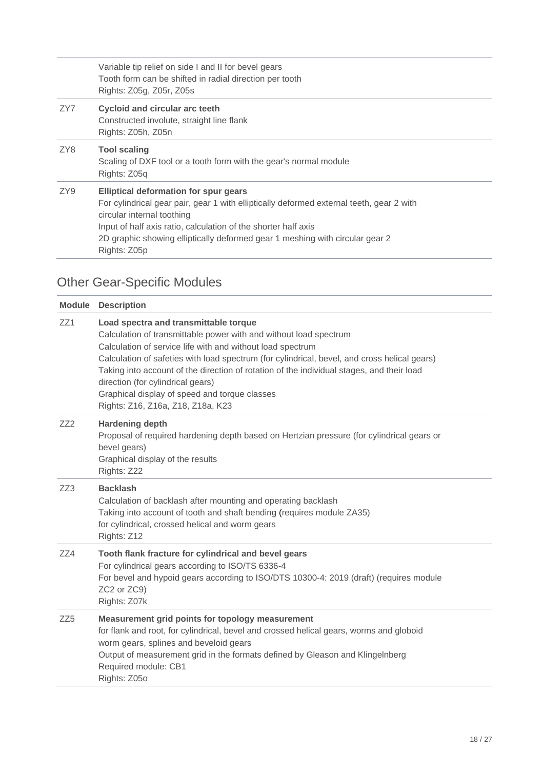| | |
|---|---|
| | Variable tip relief on side I and II for bevel gears<br>Tooth form can be shifted in radial direction per tooth<br>Rights: Z05g, Z05r, Z05s |
| ZY7 | **Cycloid and circular arc teeth**<br>Constructed involute, straight line flank<br>Rights: Z05h, Z05n |
| ZY8 | **Tool scaling**<br>Scaling of DXF tool or a tooth form with the gear's normal module<br>Rights: Z05q |
| ZY9 | **Elliptical deformation for spur gears**<br>For cylindrical gear pair, gear 1 with elliptically deformed external teeth, gear 2 with circular internal toothing<br>Input of half axis ratio, calculation of the shorter half axis<br>2D graphic showing elliptically deformed gear 1 meshing with circular gear 2<br>Rights: Z05p |

## Other Gear-Specific Modules

| Module | Description |
|---|---|
| ZZ1 | **Load spectra and transmittable torque**<br>Calculation of transmittable power with and without load spectrum<br>Calculation of service life with and without load spectrum<br>Calculation of safeties with load spectrum (for cylindrical, bevel, and cross helical gears)<br>Taking into account of the direction of rotation of the individual stages, and their load direction (for cylindrical gears)<br>Graphical display of speed and torque classes<br>Rights: Z16, Z16a, Z18, Z18a, K23 |
| ZZ2 | **Hardening depth**<br>Proposal of required hardening depth based on Hertzian pressure (for cylindrical gears or bevel gears)<br>Graphical display of the results<br>Rights: Z22 |
| ZZ3 | **Backlash**<br>Calculation of backlash after mounting and operating backlash<br>Taking into account of tooth and shaft bending (requires module ZA35)<br>for cylindrical, crossed helical and worm gears<br>Rights: Z12 |
| ZZ4 | **Tooth flank fracture for cylindrical and bevel gears**<br>For cylindrical gears according to ISO/TS 6336-4<br>For bevel and hypoid gears according to ISO/DTS 10300-4: 2019 (draft) (requires module ZC2 or ZC9)<br>Rights: Z07k |
| ZZ5 | **Measurement grid points for topology measurement**<br>for flank and root, for cylindrical, bevel and crossed helical gears, worms and globoid worm gears, splines and beveloid gears<br>Output of measurement grid in the formats defined by Gleason and Klingelnberg<br>Required module: CB1<br>Rights: Z05o |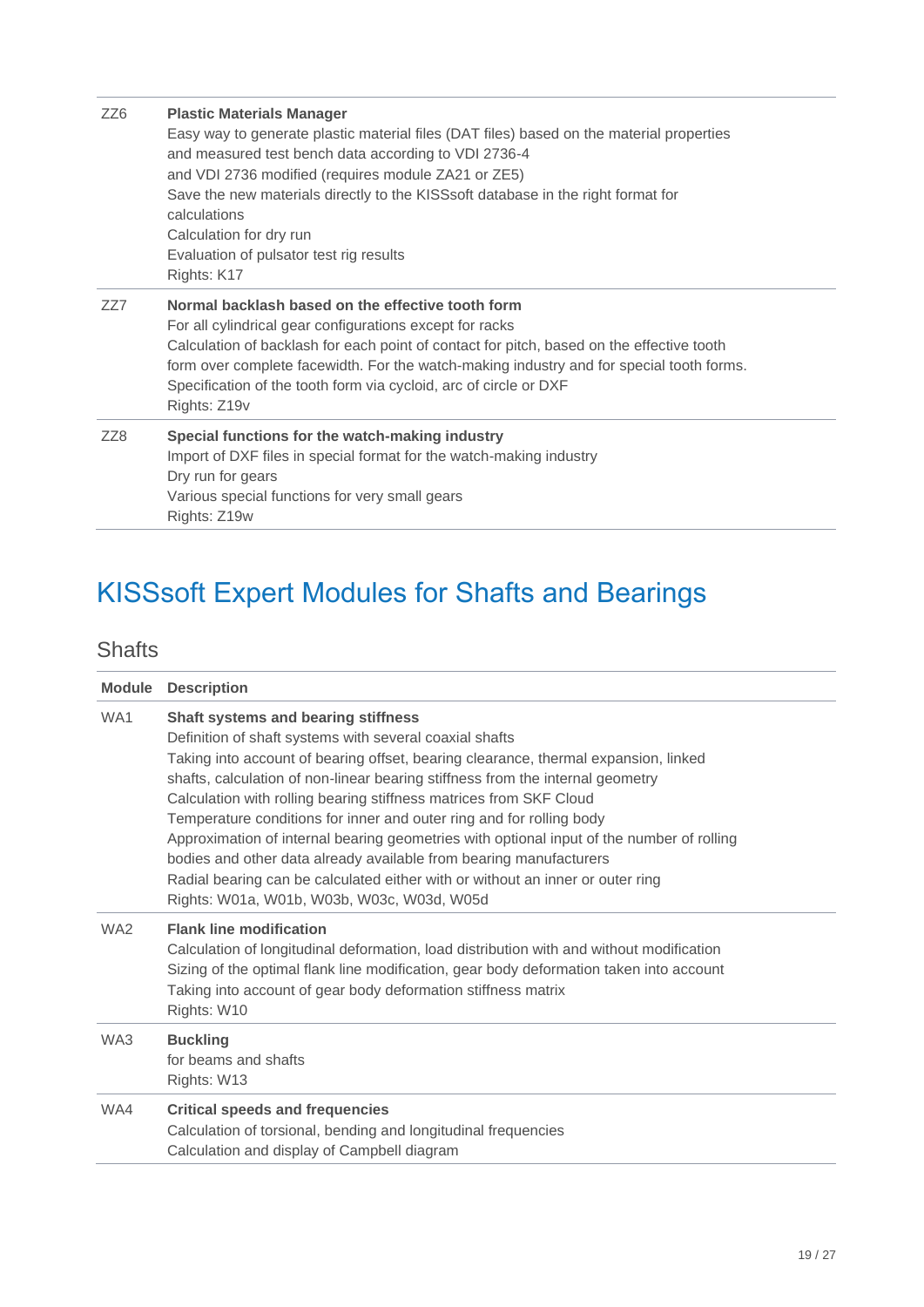| | |
|---|---|
| ZZ6 | **Plastic Materials Manager**<br>Easy way to generate plastic material files (DAT files) based on the material properties and measured test bench data according to VDI 2736-4<br>and VDI 2736 modified (requires module ZA21 or ZE5)<br>Save the new materials directly to the KISSsoft database in the right format for calculations<br>Calculation for dry run<br>Evaluation of pulsator test rig results<br>Rights: K17 |
| ZZ7 | **Normal backlash based on the effective tooth form**<br>For all cylindrical gear configurations except for racks<br>Calculation of backlash for each point of contact for pitch, based on the effective tooth form over complete facewidth. For the watch-making industry and for special tooth forms.<br>Specification of the tooth form via cycloid, arc of circle or DXF<br>Rights: Z19v |
| ZZ8 | **Special functions for the watch-making industry**<br>Import of DXF files in special format for the watch-making industry<br>Dry run for gears<br>Various special functions for very small gears<br>Rights: Z19w |

# KISSsoft Expert Modules for Shafts and Bearings

## Shafts

| Module | Description |
|---|---|
| WA1 | **Shaft systems and bearing stiffness**<br>Definition of shaft systems with several coaxial shafts<br>Taking into account of bearing offset, bearing clearance, thermal expansion, linked shafts, calculation of non-linear bearing stiffness from the internal geometry<br>Calculation with rolling bearing stiffness matrices from SKF Cloud<br>Temperature conditions for inner and outer ring and for rolling body<br>Approximation of internal bearing geometries with optional input of the number of rolling bodies and other data already available from bearing manufacturers<br>Radial bearing can be calculated either with or without an inner or outer ring<br>Rights: W01a, W01b, W03b, W03c, W03d, W05d |
| WA2 | **Flank line modification**<br>Calculation of longitudinal deformation, load distribution with and without modification<br>Sizing of the optimal flank line modification, gear body deformation taken into account<br>Taking into account of gear body deformation stiffness matrix<br>Rights: W10 |
| WA3 | **Buckling**<br>for beams and shafts<br>Rights: W13 |
| WA4 | **Critical speeds and frequencies**<br>Calculation of torsional, bending and longitudinal frequencies<br>Calculation and display of Campbell diagram |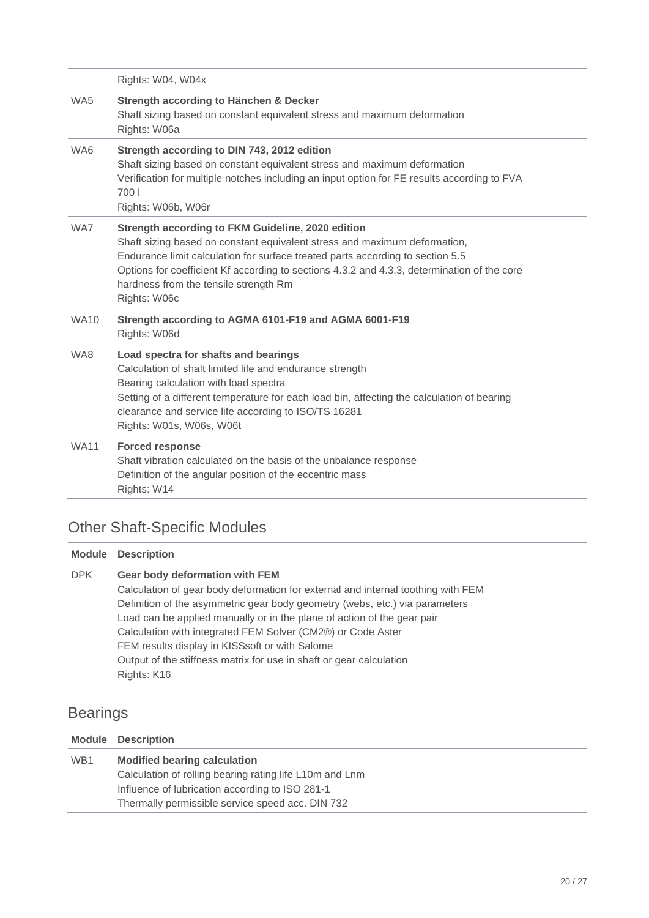| | |
|---|---|
| | Rights: W04, W04x |
| WA5 | **Strength according to Hänchen & Decker**<br>Shaft sizing based on constant equivalent stress and maximum deformation<br>Rights: W06a |
| WA6 | **Strength according to DIN 743, 2012 edition**<br>Shaft sizing based on constant equivalent stress and maximum deformation<br>Verification for multiple notches including an input option for FE results according to FVA 700 I<br>Rights: W06b, W06r |
| WA7 | **Strength according to FKM Guideline, 2020 edition**<br>Shaft sizing based on constant equivalent stress and maximum deformation,<br>Endurance limit calculation for surface treated parts according to section 5.5<br>Options for coefficient Kf according to sections 4.3.2 and 4.3.3, determination of the core hardness from the tensile strength Rm<br>Rights: W06c |
| WA10 | **Strength according to AGMA 6101-F19 and AGMA 6001-F19**<br>Rights: W06d |
| WA8 | **Load spectra for shafts and bearings**<br>Calculation of shaft limited life and endurance strength<br>Bearing calculation with load spectra<br>Setting of a different temperature for each load bin, affecting the calculation of bearing clearance and service life according to ISO/TS 16281<br>Rights: W01s, W06s, W06t |
| WA11 | **Forced response**<br>Shaft vibration calculated on the basis of the unbalance response<br>Definition of the angular position of the eccentric mass<br>Rights: W14 |

## Other Shaft-Specific Modules

| Module | Description |
|---|---|
| DPK | **Gear body deformation with FEM**<br>Calculation of gear body deformation for external and internal toothing with FEM<br>Definition of the asymmetric gear body geometry (webs, etc.) via parameters<br>Load can be applied manually or in the plane of action of the gear pair<br>Calculation with integrated FEM Solver (CM2®) or Code Aster<br>FEM results display in KISSsoft or with Salome<br>Output of the stiffness matrix for use in shaft or gear calculation<br>Rights: K16 |

## Bearings

| Module | Description |
|---|---|
| WB1 | **Modified bearing calculation**<br>Calculation of rolling bearing rating life L10m and Lnm<br>Influence of lubrication according to ISO 281-1<br>Thermally permissible service speed acc. DIN 732 |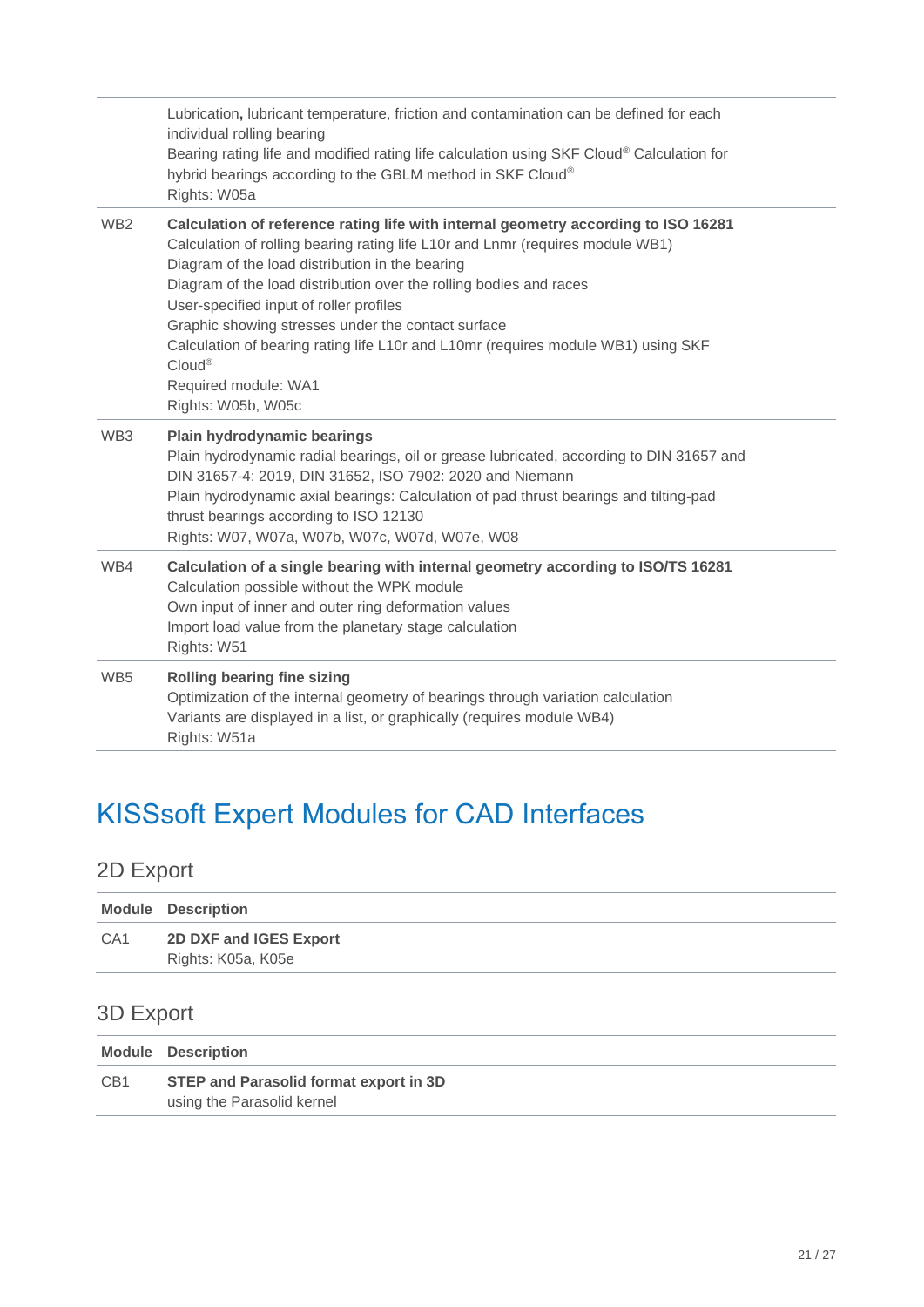| | |
|---|---|
| | Lubrication, lubricant temperature, friction and contamination can be defined for each individual rolling bearing<br>Bearing rating life and modified rating life calculation using SKF Cloud® Calculation for hybrid bearings according to the GBLM method in SKF Cloud®<br>Rights: W05a |
| WB2 | **Calculation of reference rating life with internal geometry according to ISO 16281**<br>Calculation of rolling bearing rating life L10r and Lnmr (requires module WB1)<br>Diagram of the load distribution in the bearing<br>Diagram of the load distribution over the rolling bodies and races<br>User-specified input of roller profiles<br>Graphic showing stresses under the contact surface<br>Calculation of bearing rating life L10r and L10mr (requires module WB1) using SKF Cloud®<br>Required module: WA1<br>Rights: W05b, W05c |
| WB3 | **Plain hydrodynamic bearings**<br>Plain hydrodynamic radial bearings, oil or grease lubricated, according to DIN 31657 and DIN 31657-4: 2019, DIN 31652, ISO 7902: 2020 and Niemann<br>Plain hydrodynamic axial bearings: Calculation of pad thrust bearings and tilting-pad thrust bearings according to ISO 12130<br>Rights: W07, W07a, W07b, W07c, W07d, W07e, W08 |
| WB4 | **Calculation of a single bearing with internal geometry according to ISO/TS 16281**<br>Calculation possible without the WPK module<br>Own input of inner and outer ring deformation values<br>Import load value from the planetary stage calculation<br>Rights: W51 |
| WB5 | **Rolling bearing fine sizing**<br>Optimization of the internal geometry of bearings through variation calculation<br>Variants are displayed in a list, or graphically (requires module WB4)<br>Rights: W51a |

# KISSsoft Expert Modules for CAD Interfaces

## 2D Export

| Module | Description |
|---|---|
| CA1 | **2D DXF and IGES Export**<br>Rights: K05a, K05e |

## 3D Export

| Module | Description |
|---|---|
| CB1 | **STEP and Parasolid format export in 3D**<br>using the Parasolid kernel |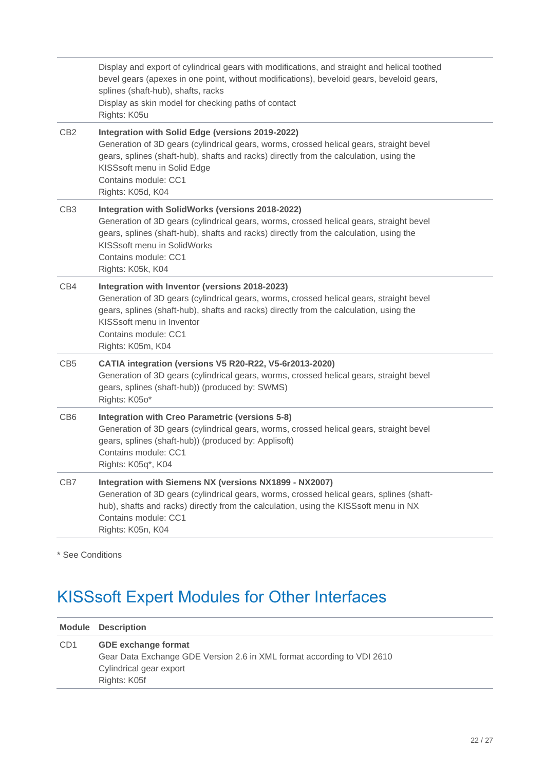| | |
|---|---|
| | Display and export of cylindrical gears with modifications, and straight and helical toothed bevel gears (apexes in one point, without modifications), beveloid gears, beveloid gears, splines (shaft-hub), shafts, racks<br>Display as skin model for checking paths of contact<br>Rights: K05u |
| CB2 | **Integration with Solid Edge (versions 2019-2022)**<br>Generation of 3D gears (cylindrical gears, worms, crossed helical gears, straight bevel gears, splines (shaft-hub), shafts and racks) directly from the calculation, using the KISSsoft menu in Solid Edge<br>Contains module: CC1<br>Rights: K05d, K04 |
| CB3 | **Integration with SolidWorks (versions 2018-2022)**<br>Generation of 3D gears (cylindrical gears, worms, crossed helical gears, straight bevel gears, splines (shaft-hub), shafts and racks) directly from the calculation, using the KISSsoft menu in SolidWorks<br>Contains module: CC1<br>Rights: K05k, K04 |
| CB4 | **Integration with Inventor (versions 2018-2023)**<br>Generation of 3D gears (cylindrical gears, worms, crossed helical gears, straight bevel gears, splines (shaft-hub), shafts and racks) directly from the calculation, using the KISSsoft menu in Inventor<br>Contains module: CC1<br>Rights: K05m, K04 |
| CB5 | **CATIA integration (versions V5 R20-R22, V5-6r2013-2020)**<br>Generation of 3D gears (cylindrical gears, worms, crossed helical gears, straight bevel gears, splines (shaft-hub)) (produced by: SWMS)<br>Rights: K05o* |
| CB6 | **Integration with Creo Parametric (versions 5-8)**<br>Generation of 3D gears (cylindrical gears, worms, crossed helical gears, straight bevel gears, splines (shaft-hub)) (produced by: Applisoft)<br>Contains module: CC1<br>Rights: K05q*, K04 |
| CB7 | **Integration with Siemens NX (versions NX1899 - NX2007)**<br>Generation of 3D gears (cylindrical gears, worms, crossed helical gears, splines (shaft-hub), shafts and racks) directly from the calculation, using the KISSsoft menu in NX<br>Contains module: CC1<br>Rights: K05n, K04 |

* See Conditions

# KISSsoft Expert Modules for Other Interfaces

| Module | Description |
|---|---|
| CD1 | **GDE exchange format**<br>Gear Data Exchange GDE Version 2.6 in XML format according to VDI 2610<br>Cylindrical gear export<br>Rights: K05f |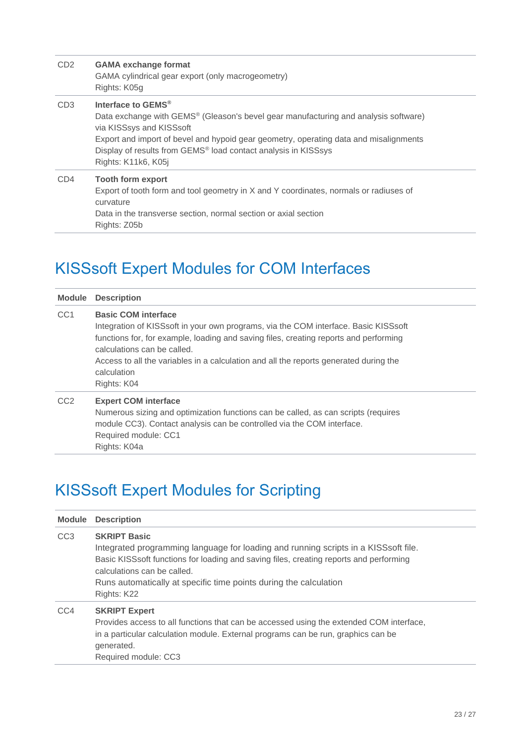| | |
|---|---|
| CD2 | **GAMA exchange format**<br>GAMA cylindrical gear export (only macrogeometry)<br>Rights: K05g |
| CD3 | **Interface to GEMS®**<br>Data exchange with GEMS® (Gleason's bevel gear manufacturing and analysis software) via KISSsys and KISSsoft<br>Export and import of bevel and hypoid gear geometry, operating data and misalignments<br>Display of results from GEMS® load contact analysis in KISSsys<br>Rights: K11k6, K05j |
| CD4 | **Tooth form export**<br>Export of tooth form and tool geometry in X and Y coordinates, normals or radiuses of curvature<br>Data in the transverse section, normal section or axial section<br>Rights: Z05b |

## KISSsoft Expert Modules for COM Interfaces

| Module | Description |
|---|---|
| CC1 | **Basic COM interface**<br>Integration of KISSsoft in your own programs, via the COM interface. Basic KISSsoft functions for, for example, loading and saving files, creating reports and performing calculations can be called.<br>Access to all the variables in a calculation and all the reports generated during the calculation<br>Rights: K04 |
| CC2 | **Expert COM interface**<br>Numerous sizing and optimization functions can be called, as can scripts (requires module CC3). Contact analysis can be controlled via the COM interface.<br>Required module: CC1<br>Rights: K04a |

## KISSsoft Expert Modules for Scripting

| Module | Description |
|---|---|
| CC3 | **SKRIPT Basic**<br>Integrated programming language for loading and running scripts in a KISSsoft file.<br>Basic KISSsoft functions for loading and saving files, creating reports and performing calculations can be called.<br>Runs automatically at specific time points during the calculation<br>Rights: K22 |
| CC4 | **SKRIPT Expert**<br>Provides access to all functions that can be accessed using the extended COM interface, in a particular calculation module. External programs can be run, graphics can be generated.<br>Required module: CC3 |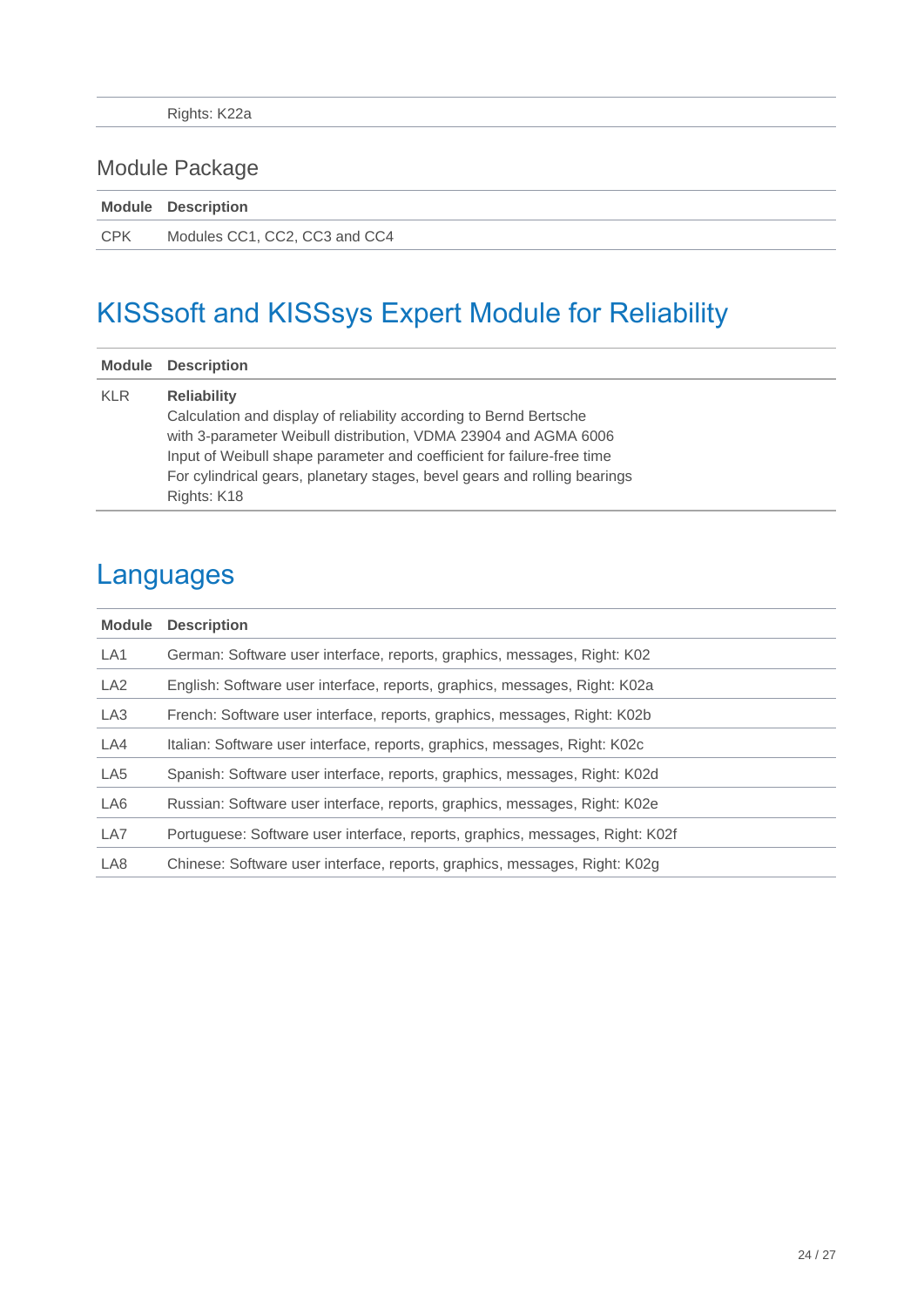| | |
|---|---|
| | Rights: K22a |

### Module Package

| Module | Description |
|---|---|
| CPK | Modules CC1, CC2, CC3 and CC4 |

## KISSsoft and KISSsys Expert Module for Reliability

| Module | Description |
|---|---|
| KLR | **Reliability**<br>Calculation and display of reliability according to Bernd Bertsche<br>with 3-parameter Weibull distribution, VDMA 23904 and AGMA 6006<br>Input of Weibull shape parameter and coefficient for failure-free time<br>For cylindrical gears, planetary stages, bevel gears and rolling bearings<br>Rights: K18 |

## Languages

| Module | Description |
|---|---|
| LA1 | German: Software user interface, reports, graphics, messages, Right: K02 |
| LA2 | English: Software user interface, reports, graphics, messages, Right: K02a |
| LA3 | French: Software user interface, reports, graphics, messages, Right: K02b |
| LA4 | Italian: Software user interface, reports, graphics, messages, Right: K02c |
| LA5 | Spanish: Software user interface, reports, graphics, messages, Right: K02d |
| LA6 | Russian: Software user interface, reports, graphics, messages, Right: K02e |
| LA7 | Portuguese: Software user interface, reports, graphics, messages, Right: K02f |
| LA8 | Chinese: Software user interface, reports, graphics, messages, Right: K02g |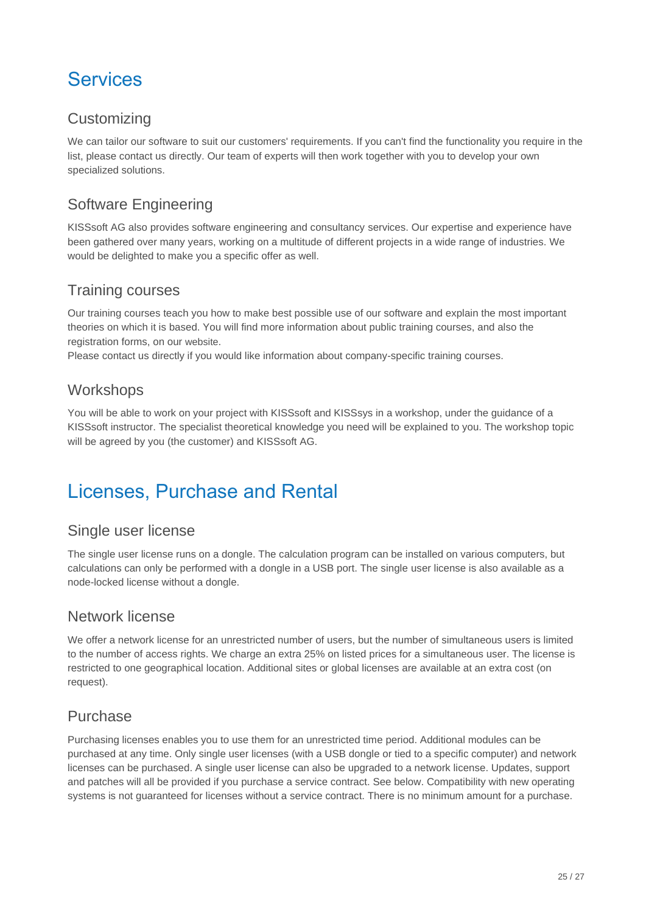# Services

## Customizing

We can tailor our software to suit our customers' requirements. If you can't find the functionality you require in the list, please contact us directly. Our team of experts will then work together with you to develop your own specialized solutions.

## Software Engineering

KISSsoft AG also provides software engineering and consultancy services. Our expertise and experience have been gathered over many years, working on a multitude of different projects in a wide range of industries. We would be delighted to make you a specific offer as well.

## Training courses

Our training courses teach you how to make best possible use of our software and explain the most important theories on which it is based. You will find more information about public training courses, and also the registration forms, on our website.
Please contact us directly if you would like information about company-specific training courses.

## Workshops

You will be able to work on your project with KISSsoft and KISSsys in a workshop, under the guidance of a KISSsoft instructor. The specialist theoretical knowledge you need will be explained to you. The workshop topic will be agreed by you (the customer) and KISSsoft AG.

# Licenses, Purchase and Rental

## Single user license

The single user license runs on a dongle. The calculation program can be installed on various computers, but calculations can only be performed with a dongle in a USB port. The single user license is also available as a node-locked license without a dongle.

## Network license

We offer a network license for an unrestricted number of users, but the number of simultaneous users is limited to the number of access rights. We charge an extra 25% on listed prices for a simultaneous user. The license is restricted to one geographical location. Additional sites or global licenses are available at an extra cost (on request).

## Purchase

Purchasing licenses enables you to use them for an unrestricted time period. Additional modules can be purchased at any time. Only single user licenses (with a USB dongle or tied to a specific computer) and network licenses can be purchased. A single user license can also be upgraded to a network license. Updates, support and patches will all be provided if you purchase a service contract. See below. Compatibility with new operating systems is not guaranteed for licenses without a service contract. There is no minimum amount for a purchase.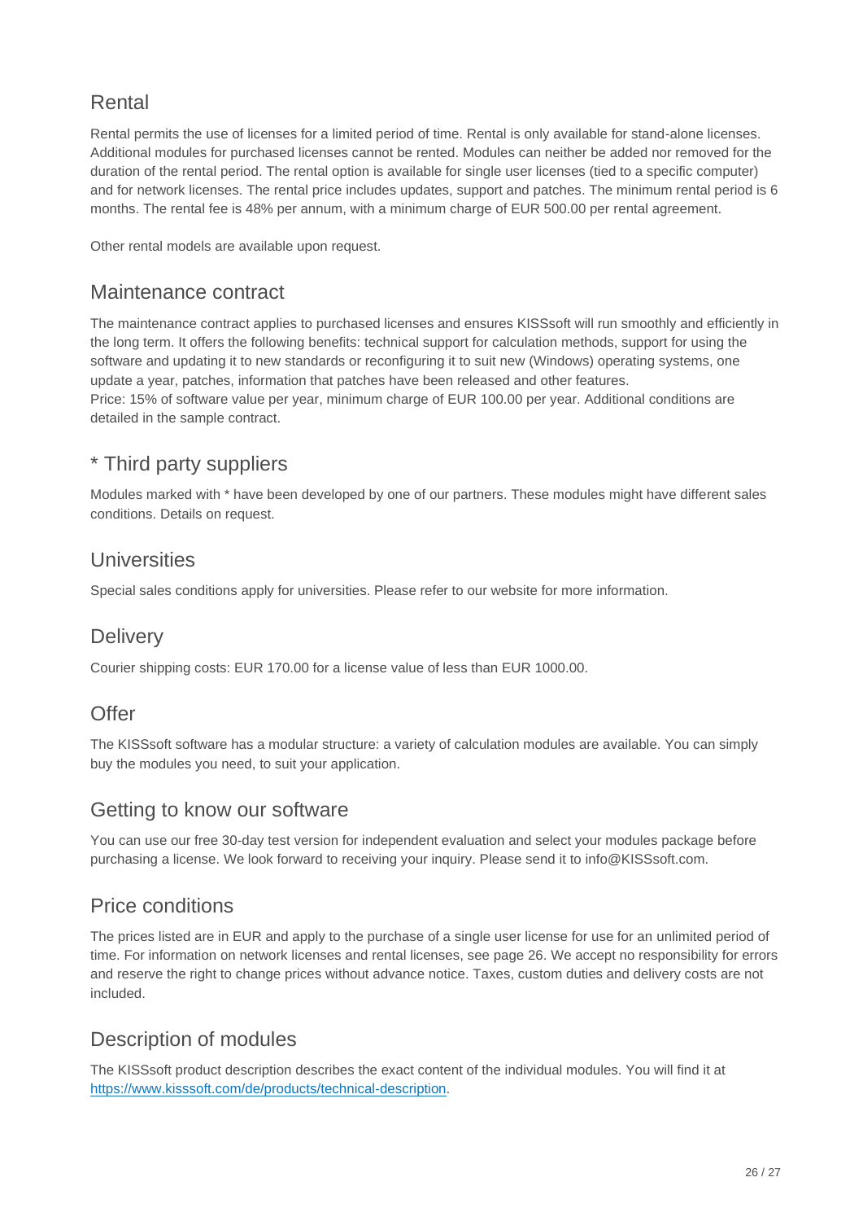## Rental

Rental permits the use of licenses for a limited period of time. Rental is only available for stand-alone licenses. Additional modules for purchased licenses cannot be rented. Modules can neither be added nor removed for the duration of the rental period. The rental option is available for single user licenses (tied to a specific computer) and for network licenses. The rental price includes updates, support and patches. The minimum rental period is 6 months. The rental fee is 48% per annum, with a minimum charge of EUR 500.00 per rental agreement.

Other rental models are available upon request.

## Maintenance contract

The maintenance contract applies to purchased licenses and ensures KISSsoft will run smoothly and efficiently in the long term. It offers the following benefits: technical support for calculation methods, support for using the software and updating it to new standards or reconfiguring it to suit new (Windows) operating systems, one update a year, patches, information that patches have been released and other features.
Price: 15% of software value per year, minimum charge of EUR 100.00 per year. Additional conditions are detailed in the sample contract.

## * Third party suppliers

Modules marked with * have been developed by one of our partners. These modules might have different sales conditions. Details on request.

## Universities

Special sales conditions apply for universities. Please refer to our website for more information.

## Delivery

Courier shipping costs: EUR 170.00 for a license value of less than EUR 1000.00.

## Offer

The KISSsoft software has a modular structure: a variety of calculation modules are available. You can simply buy the modules you need, to suit your application.

## Getting to know our software

You can use our free 30-day test version for independent evaluation and select your modules package before purchasing a license. We look forward to receiving your inquiry. Please send it to info@KISSsoft.com.

## Price conditions

The prices listed are in EUR and apply to the purchase of a single user license for use for an unlimited period of time. For information on network licenses and rental licenses, see page 26. We accept no responsibility for errors and reserve the right to change prices without advance notice. Taxes, custom duties and delivery costs are not included.

## Description of modules

The KISSsoft product description describes the exact content of the individual modules. You will find it at [https://www.kisssoft.com/de/products/technical-description](https://www.kisssoft.com/de/products/technical-description).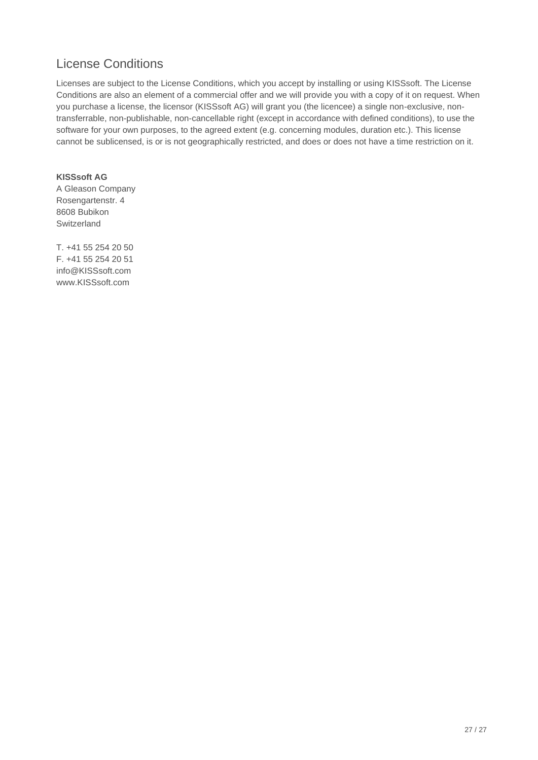## License Conditions

Licenses are subject to the License Conditions, which you accept by installing or using KISSsoft. The License Conditions are also an element of a commercial offer and we will provide you with a copy of it on request. When you purchase a license, the licensor (KISSsoft AG) will grant you (the licencee) a single non-exclusive, non-transferrable, non-publishable, non-cancellable right (except in accordance with defined conditions), to use the software for your own purposes, to the agreed extent (e.g. concerning modules, duration etc.). This license cannot be sublicensed, is or is not geographically restricted, and does or does not have a time restriction on it.

**KISSsoft AG**
A Gleason Company
Rosengartenstr. 4
8608 Bubikon
Switzerland

T. +41 55 254 20 50
F. +41 55 254 20 51
info@KISSsoft.com
www.KISSsoft.com